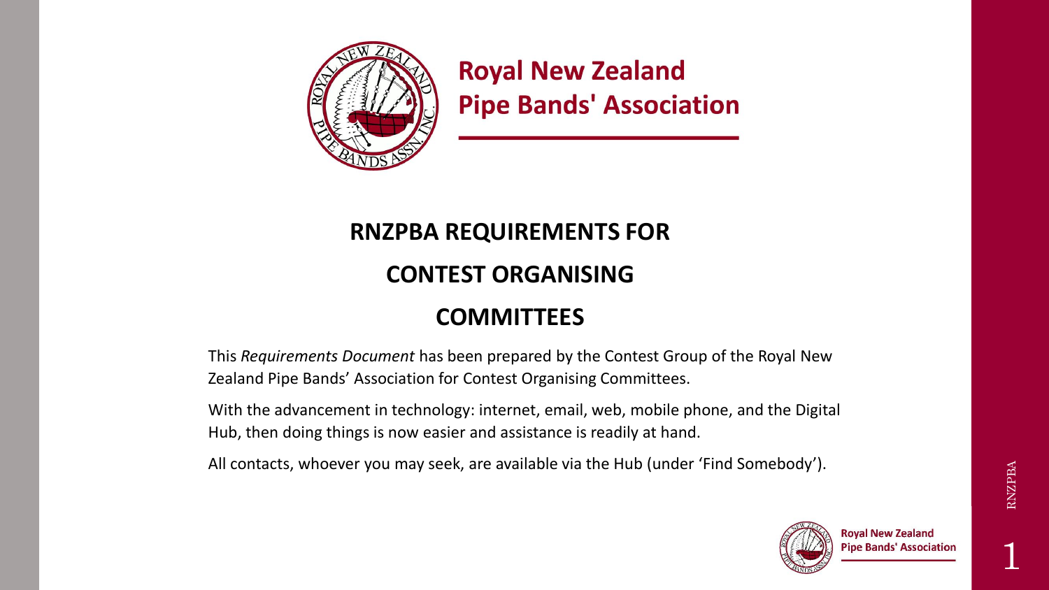# Royal New Zealand Pipe Bands' Association

## RNZPBA REQUIREMENTS FOR CONTEST ORGANISING COMMITTEES

This *Requirements Document* has been prepared by the Contest Group of the Royal New Zealand Pipe Bands' Association for Contest Organising Committees.

With the advancement in technology: internet, email, web, mobile phone, and the Digital Hub, then doing things is now easier and assistance is readily at hand.

All contacts, whoever you may seek, are available via the Hub (under 'Find Somebody').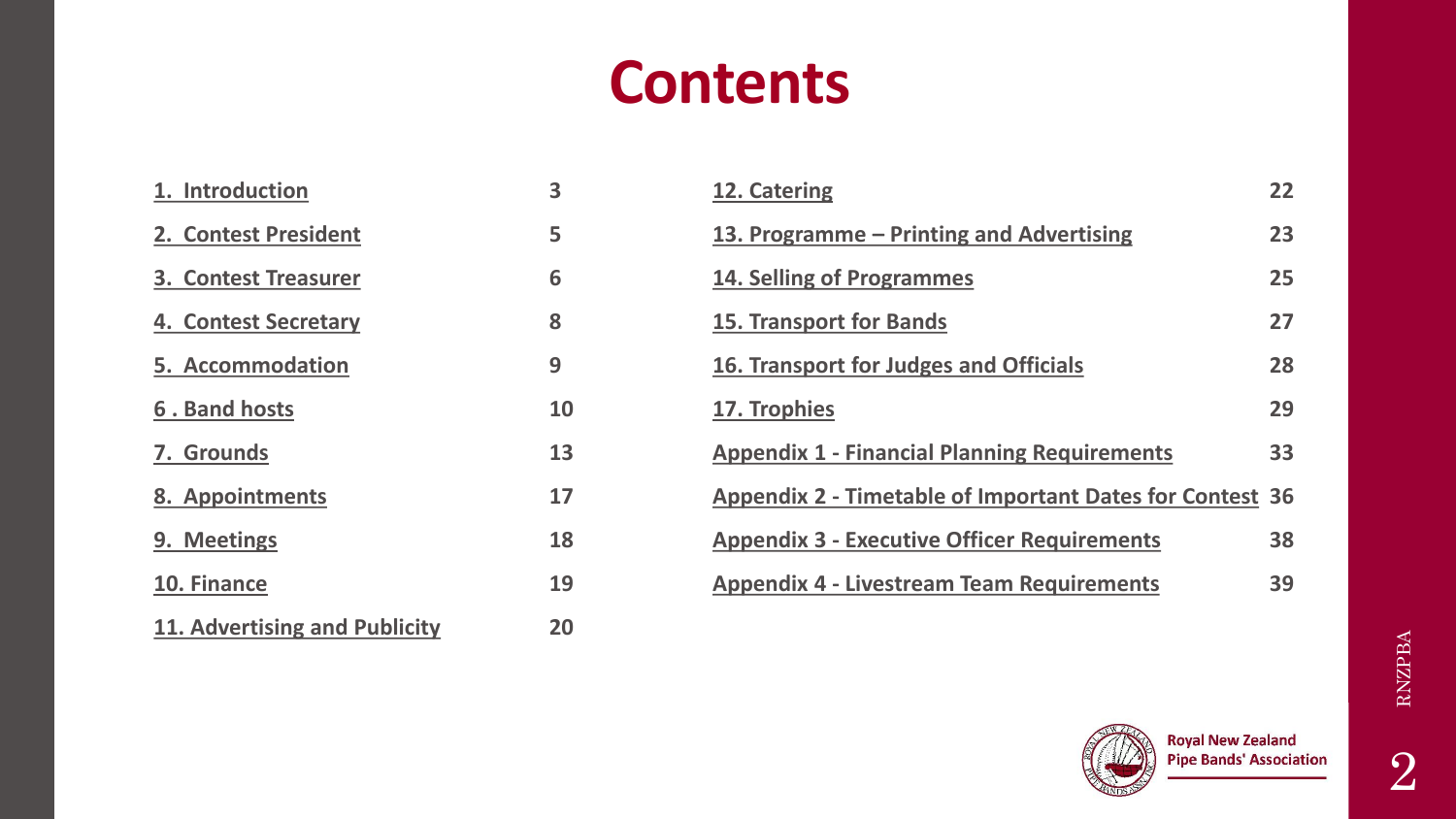# Contents

| | |
|---|---|
| 1. Introduction | 3 |
| 2. Contest President | 5 |
| 3. Contest Treasurer | 6 |
| 4. Contest Secretary | 8 |
| 5. Accommodation | 9 |
| 6 . Band hosts | 10 |
| 7. Grounds | 13 |
| 8. Appointments | 17 |
| 9. Meetings | 18 |
| 10. Finance | 19 |
| 11. Advertising and Publicity | 20 |
| 12. Catering | 22 |
| 13. Programme – Printing and Advertising | 23 |
| 14. Selling of Programmes | 25 |
| 15. Transport for Bands | 27 |
| 16. Transport for Judges and Officials | 28 |
| 17. Trophies | 29 |
| Appendix 1 - Financial Planning Requirements | 33 |
| Appendix 2 - Timetable of Important Dates for Contest | 36 |
| Appendix 3 - Executive Officer Requirements | 38 |
| Appendix 4 - Livestream Team Requirements | 39 |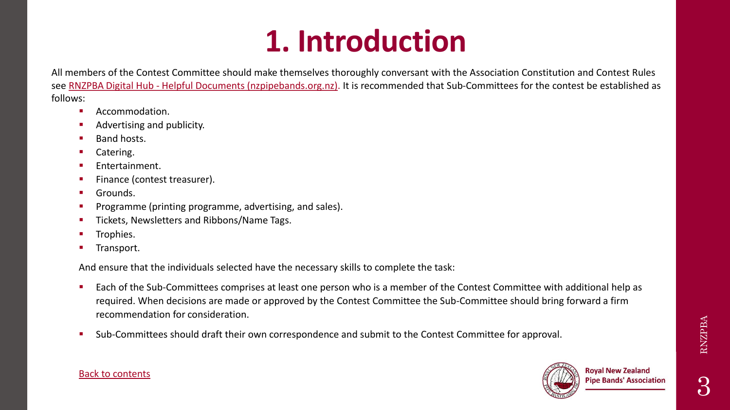# 1. Introduction

All members of the Contest Committee should make themselves thoroughly conversant with the Association Constitution and Contest Rules see [RNZPBA Digital Hub - Helpful Documents (nzpipebands.org.nz)](). It is recommended that Sub-Committees for the contest be established as follows:

- Accommodation.
- Advertising and publicity.
- Band hosts.
- Catering.
- Entertainment.
- Finance (contest treasurer).
- Grounds.
- Programme (printing programme, advertising, and sales).
- Tickets, Newsletters and Ribbons/Name Tags.
- Trophies.
- Transport.

And ensure that the individuals selected have the necessary skills to complete the task:

- Each of the Sub-Committees comprises at least one person who is a member of the Contest Committee with additional help as required. When decisions are made or approved by the Contest Committee the Sub-Committee should bring forward a firm recommendation for consideration.
- Sub-Committees should draft their own correspondence and submit to the Contest Committee for approval.

Back to contents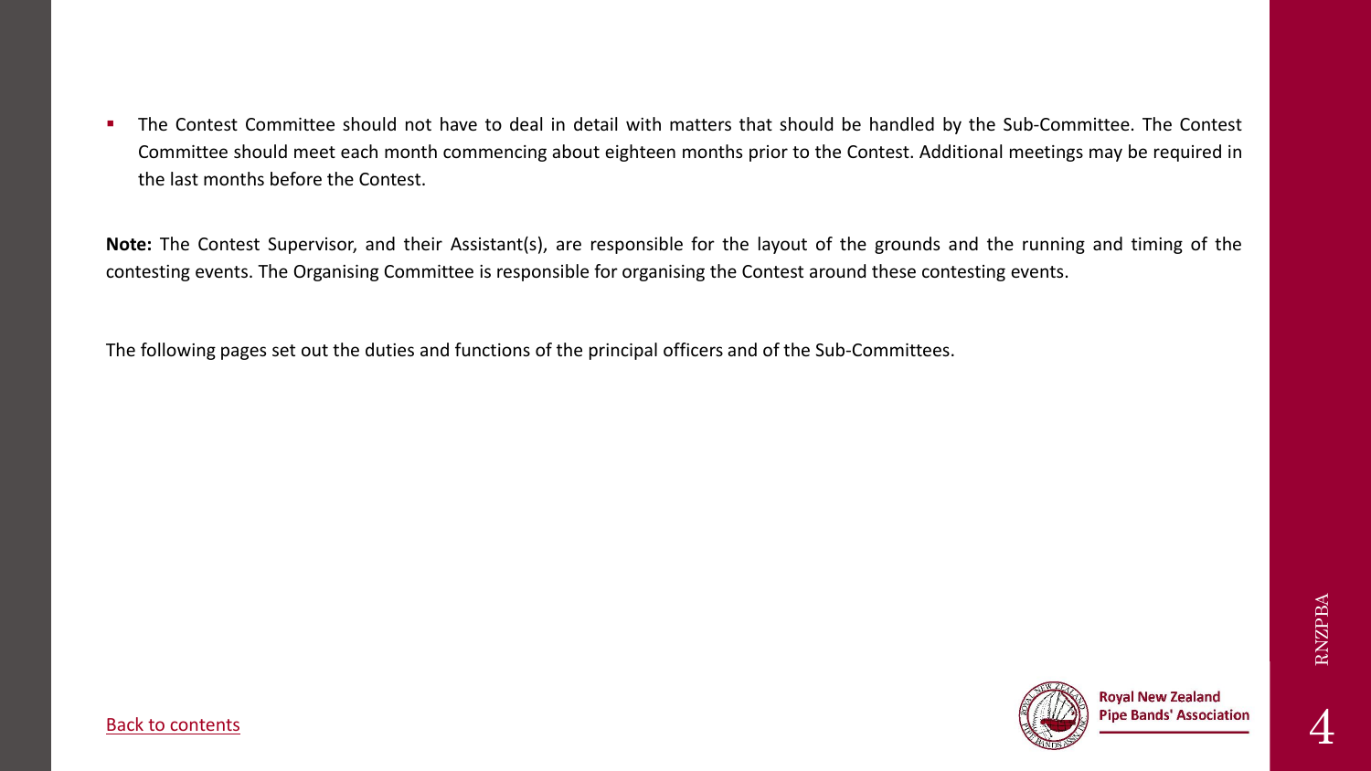- The Contest Committee should not have to deal in detail with matters that should be handled by the Sub-Committee. The Contest Committee should meet each month commencing about eighteen months prior to the Contest. Additional meetings may be required in the last months before the Contest.

**Note:** The Contest Supervisor, and their Assistant(s), are responsible for the layout of the grounds and the running and timing of the contesting events. The Organising Committee is responsible for organising the Contest around these contesting events.

The following pages set out the duties and functions of the principal officers and of the Sub-Committees.

Back to contents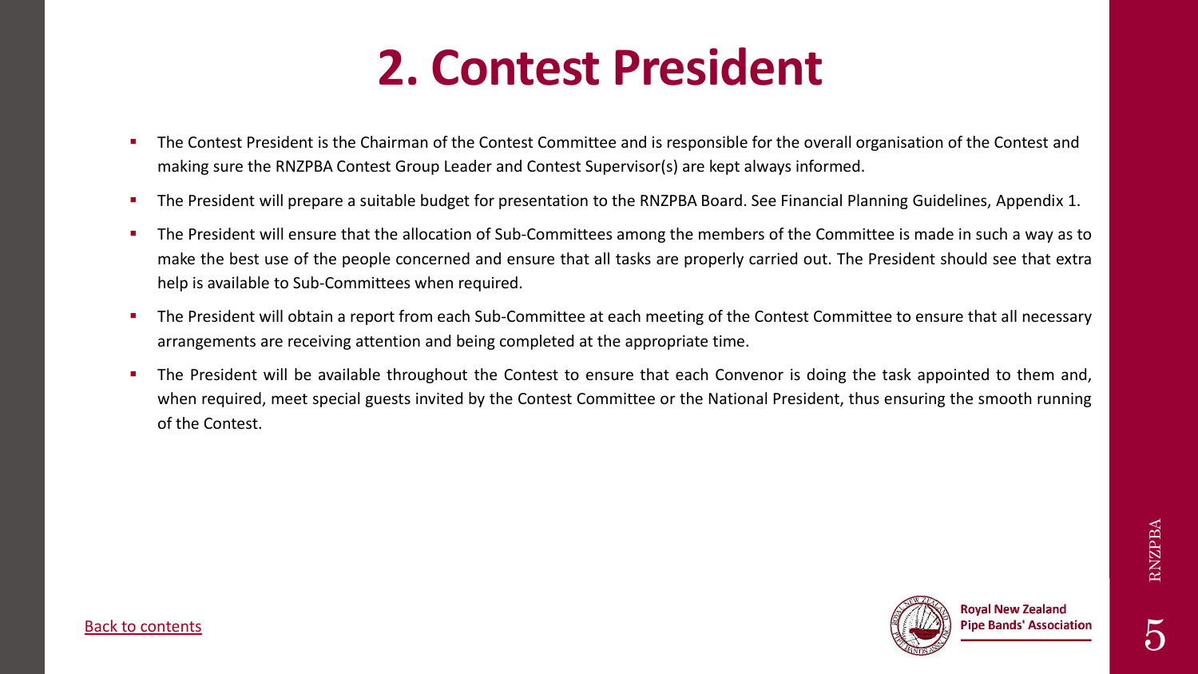# 2. Contest President

- The Contest President is the Chairman of the Contest Committee and is responsible for the overall organisation of the Contest and making sure the RNZPBA Contest Group Leader and Contest Supervisor(s) are kept always informed.
- The President will prepare a suitable budget for presentation to the RNZPBA Board. See Financial Planning Guidelines, Appendix 1.
- The President will ensure that the allocation of Sub-Committees among the members of the Committee is made in such a way as to make the best use of the people concerned and ensure that all tasks are properly carried out. The President should see that extra help is available to Sub-Committees when required.
- The President will obtain a report from each Sub-Committee at each meeting of the Contest Committee to ensure that all necessary arrangements are receiving attention and being completed at the appropriate time.
- The President will be available throughout the Contest to ensure that each Convenor is doing the task appointed to them and, when required, meet special guests invited by the Contest Committee or the National President, thus ensuring the smooth running of the Contest.

Back to contents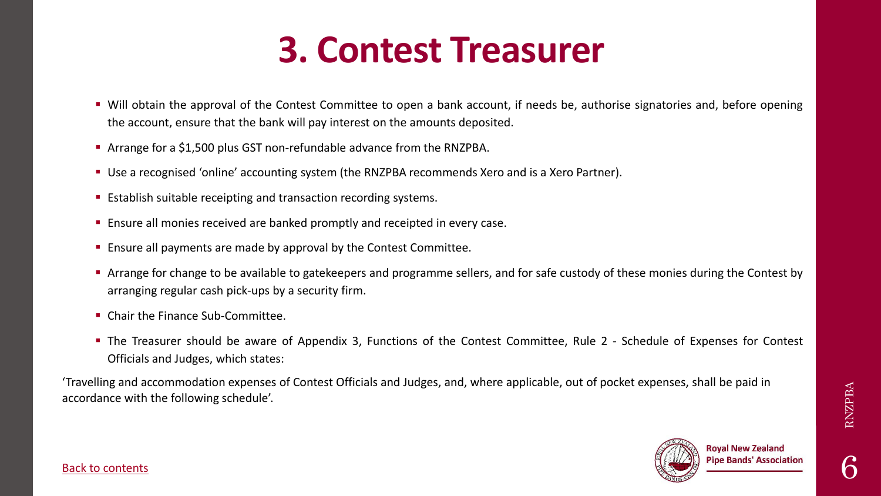# 3. Contest Treasurer

- Will obtain the approval of the Contest Committee to open a bank account, if needs be, authorise signatories and, before opening the account, ensure that the bank will pay interest on the amounts deposited.
- Arrange for a $1,500 plus GST non-refundable advance from the RNZPBA.
- Use a recognised 'online' accounting system (the RNZPBA recommends Xero and is a Xero Partner).
- Establish suitable receipting and transaction recording systems.
- Ensure all monies received are banked promptly and receipted in every case.
- Ensure all payments are made by approval by the Contest Committee.
- Arrange for change to be available to gatekeepers and programme sellers, and for safe custody of these monies during the Contest by arranging regular cash pick-ups by a security firm.
- Chair the Finance Sub-Committee.
- The Treasurer should be aware of Appendix 3, Functions of the Contest Committee, Rule 2 - Schedule of Expenses for Contest Officials and Judges, which states:

'Travelling and accommodation expenses of Contest Officials and Judges, and, where applicable, out of pocket expenses, shall be paid in accordance with the following schedule'.

Back to contents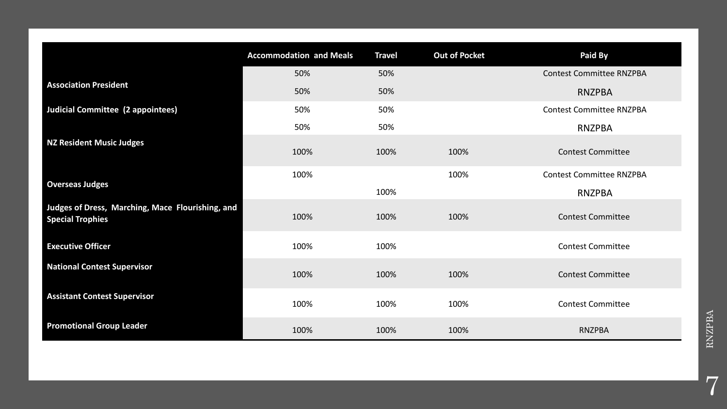| | Accommodation and Meals | Travel | Out of Pocket | Paid By |
|---|---|---|---|---|
| Association President | 50% | 50% | | Contest Committee RNZPBA |
| | 50% | 50% | | RNZPBA |
| Judicial Committee (2 appointees) | 50% | 50% | | Contest Committee RNZPBA |
| | 50% | 50% | | RNZPBA |
| NZ Resident Music Judges | 100% | 100% | 100% | Contest Committee |
| Overseas Judges | 100% | | 100% | Contest Committee RNZPBA |
| | | 100% | | RNZPBA |
| Judges of Dress, Marching, Mace Flourishing, and Special Trophies | 100% | 100% | 100% | Contest Committee |
| Executive Officer | 100% | 100% | | Contest Committee |
| National Contest Supervisor | 100% | 100% | 100% | Contest Committee |
| Assistant Contest Supervisor | 100% | 100% | 100% | Contest Committee |
| Promotional Group Leader | 100% | 100% | 100% | RNZPBA |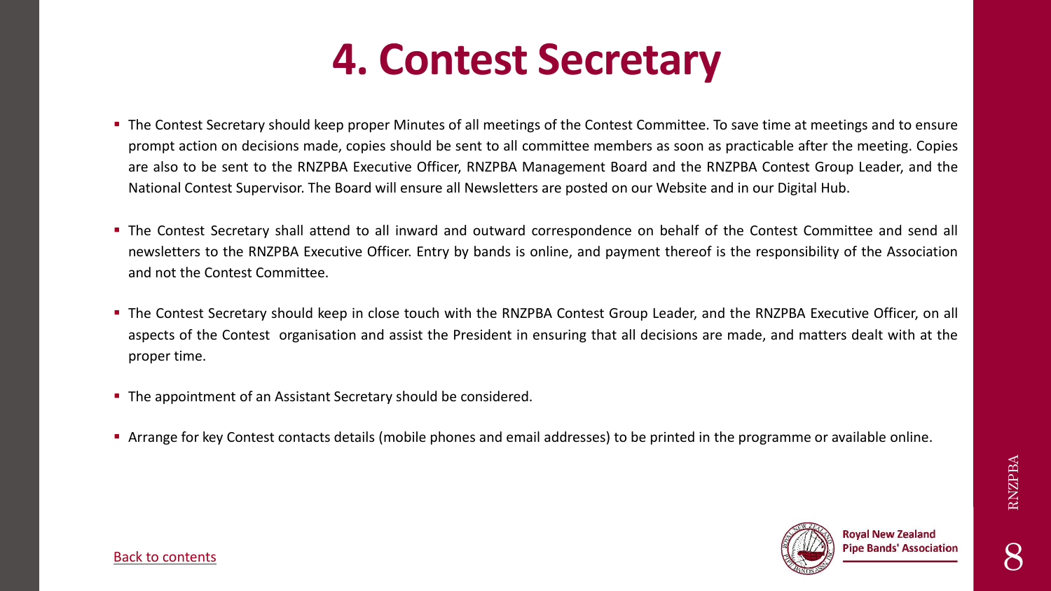# 4. Contest Secretary

- The Contest Secretary should keep proper Minutes of all meetings of the Contest Committee. To save time at meetings and to ensure prompt action on decisions made, copies should be sent to all committee members as soon as practicable after the meeting. Copies are also to be sent to the RNZPBA Executive Officer, RNZPBA Management Board and the RNZPBA Contest Group Leader, and the National Contest Supervisor. The Board will ensure all Newsletters are posted on our Website and in our Digital Hub.

- The Contest Secretary shall attend to all inward and outward correspondence on behalf of the Contest Committee and send all newsletters to the RNZPBA Executive Officer. Entry by bands is online, and payment thereof is the responsibility of the Association and not the Contest Committee.

- The Contest Secretary should keep in close touch with the RNZPBA Contest Group Leader, and the RNZPBA Executive Officer, on all aspects of the Contest organisation and assist the President in ensuring that all decisions are made, and matters dealt with at the proper time.

- The appointment of an Assistant Secretary should be considered.

- Arrange for key Contest contacts details (mobile phones and email addresses) to be printed in the programme or available online.

Back to contents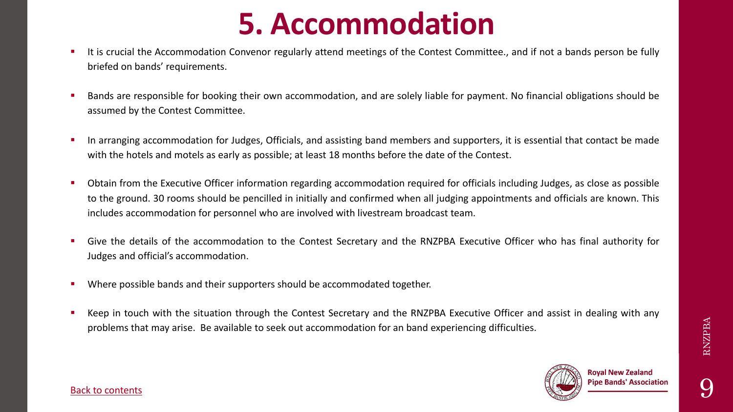# 5. Accommodation

- It is crucial the Accommodation Convenor regularly attend meetings of the Contest Committee., and if not a bands person be fully briefed on bands' requirements.
- Bands are responsible for booking their own accommodation, and are solely liable for payment. No financial obligations should be assumed by the Contest Committee.
- In arranging accommodation for Judges, Officials, and assisting band members and supporters, it is essential that contact be made with the hotels and motels as early as possible; at least 18 months before the date of the Contest.
- Obtain from the Executive Officer information regarding accommodation required for officials including Judges, as close as possible to the ground. 30 rooms should be pencilled in initially and confirmed when all judging appointments and officials are known. This includes accommodation for personnel who are involved with livestream broadcast team.
- Give the details of the accommodation to the Contest Secretary and the RNZPBA Executive Officer who has final authority for Judges and official's accommodation.
- Where possible bands and their supporters should be accommodated together.
- Keep in touch with the situation through the Contest Secretary and the RNZPBA Executive Officer and assist in dealing with any problems that may arise. Be available to seek out accommodation for an band experiencing difficulties.

Back to contents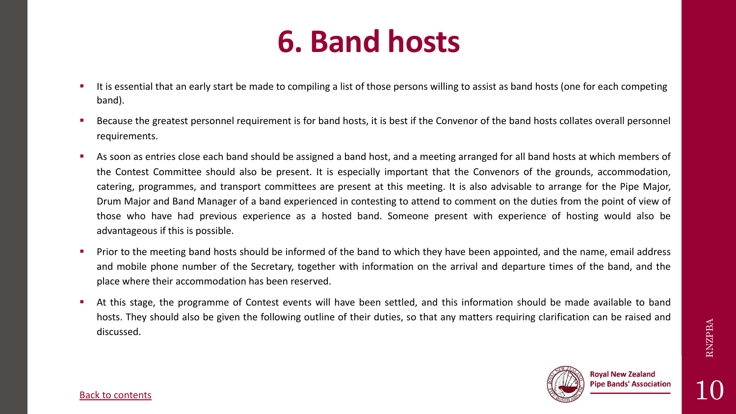# 6. Band hosts

- It is essential that an early start be made to compiling a list of those persons willing to assist as band hosts (one for each competing band).
- Because the greatest personnel requirement is for band hosts, it is best if the Convenor of the band hosts collates overall personnel requirements.
- As soon as entries close each band should be assigned a band host, and a meeting arranged for all band hosts at which members of the Contest Committee should also be present. It is especially important that the Convenors of the grounds, accommodation, catering, programmes, and transport committees are present at this meeting. It is also advisable to arrange for the Pipe Major, Drum Major and Band Manager of a band experienced in contesting to attend to comment on the duties from the point of view of those who have had previous experience as a hosted band. Someone present with experience of hosting would also be advantageous if this is possible.
- Prior to the meeting band hosts should be informed of the band to which they have been appointed, and the name, email address and mobile phone number of the Secretary, together with information on the arrival and departure times of the band, and the place where their accommodation has been reserved.
- At this stage, the programme of Contest events will have been settled, and this information should be made available to band hosts. They should also be given the following outline of their duties, so that any matters requiring clarification can be raised and discussed.

Back to contents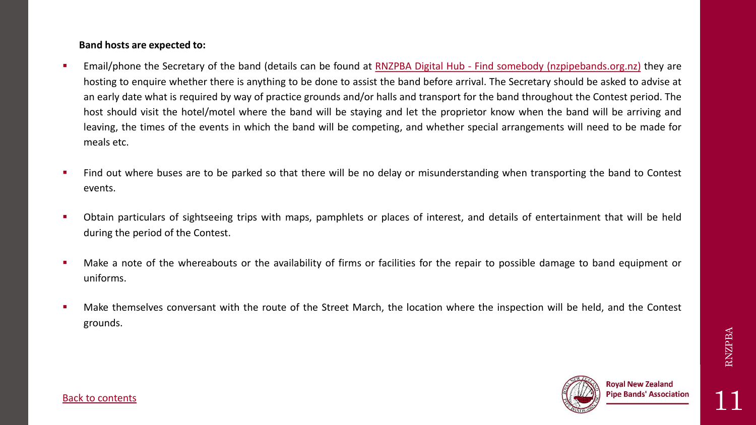**Band hosts are expected to:**

- Email/phone the Secretary of the band (details can be found at [RNZPBA Digital Hub - Find somebody (nzpipebands.org.nz)]() they are hosting to enquire whether there is anything to be done to assist the band before arrival. The Secretary should be asked to advise at an early date what is required by way of practice grounds and/or halls and transport for the band throughout the Contest period. The host should visit the hotel/motel where the band will be staying and let the proprietor know when the band will be arriving and leaving, the times of the events in which the band will be competing, and whether special arrangements will need to be made for meals etc.

- Find out where buses are to be parked so that there will be no delay or misunderstanding when transporting the band to Contest events.

- Obtain particulars of sightseeing trips with maps, pamphlets or places of interest, and details of entertainment that will be held during the period of the Contest.

- Make a note of the whereabouts or the availability of firms or facilities for the repair to possible damage to band equipment or uniforms.

- Make themselves conversant with the route of the Street March, the location where the inspection will be held, and the Contest grounds.

[Back to contents]()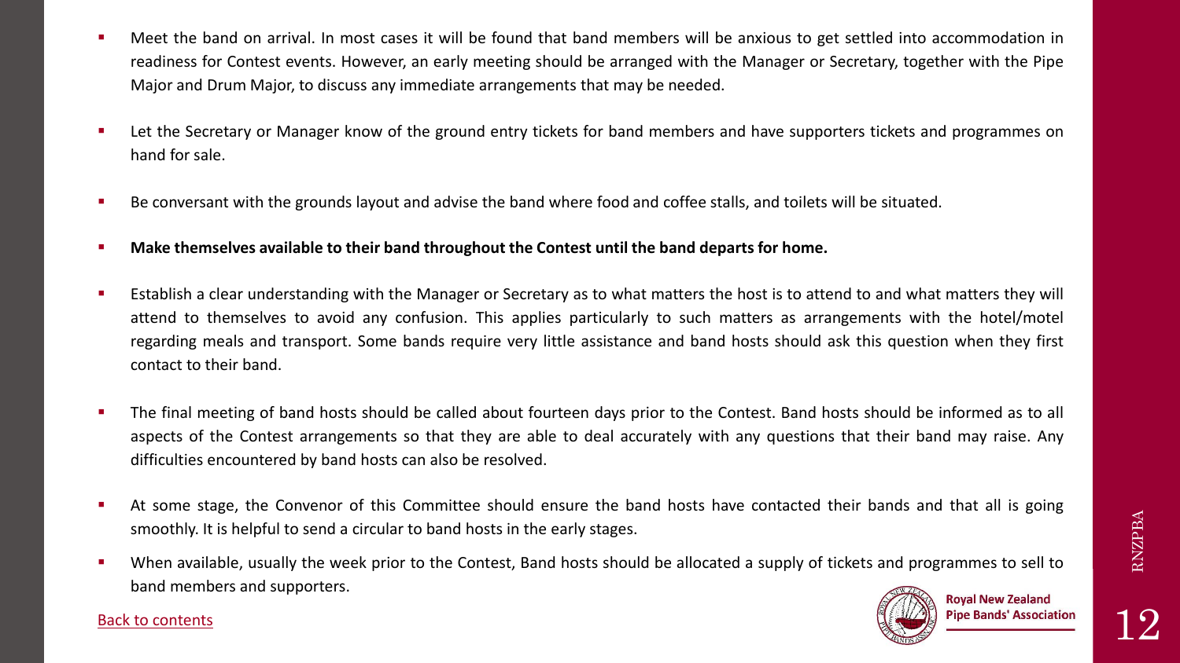- Meet the band on arrival. In most cases it will be found that band members will be anxious to get settled into accommodation in readiness for Contest events. However, an early meeting should be arranged with the Manager or Secretary, together with the Pipe Major and Drum Major, to discuss any immediate arrangements that may be needed.

- Let the Secretary or Manager know of the ground entry tickets for band members and have supporters tickets and programmes on hand for sale.

- Be conversant with the grounds layout and advise the band where food and coffee stalls, and toilets will be situated.

- **Make themselves available to their band throughout the Contest until the band departs for home.**

- Establish a clear understanding with the Manager or Secretary as to what matters the host is to attend to and what matters they will attend to themselves to avoid any confusion. This applies particularly to such matters as arrangements with the hotel/motel regarding meals and transport. Some bands require very little assistance and band hosts should ask this question when they first contact to their band.

- The final meeting of band hosts should be called about fourteen days prior to the Contest. Band hosts should be informed as to all aspects of the Contest arrangements so that they are able to deal accurately with any questions that their band may raise. Any difficulties encountered by band hosts can also be resolved.

- At some stage, the Convenor of this Committee should ensure the band hosts have contacted their bands and that all is going smoothly. It is helpful to send a circular to band hosts in the early stages.

- When available, usually the week prior to the Contest, Band hosts should be allocated a supply of tickets and programmes to sell to band members and supporters.

[Back to contents]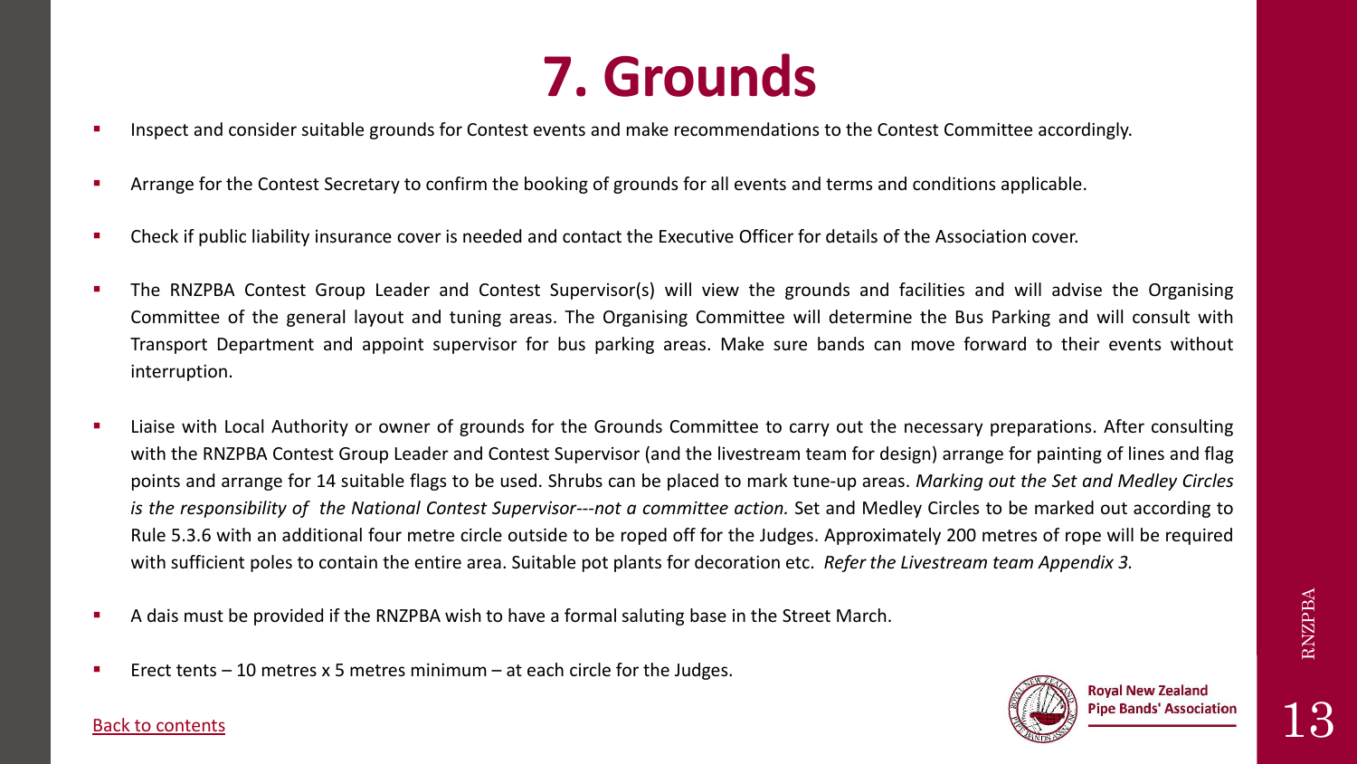# 7. Grounds

- Inspect and consider suitable grounds for Contest events and make recommendations to the Contest Committee accordingly.
- Arrange for the Contest Secretary to confirm the booking of grounds for all events and terms and conditions applicable.
- Check if public liability insurance cover is needed and contact the Executive Officer for details of the Association cover.
- The RNZPBA Contest Group Leader and Contest Supervisor(s) will view the grounds and facilities and will advise the Organising Committee of the general layout and tuning areas. The Organising Committee will determine the Bus Parking and will consult with Transport Department and appoint supervisor for bus parking areas. Make sure bands can move forward to their events without interruption.
- Liaise with Local Authority or owner of grounds for the Grounds Committee to carry out the necessary preparations. After consulting with the RNZPBA Contest Group Leader and Contest Supervisor (and the livestream team for design) arrange for painting of lines and flag points and arrange for 14 suitable flags to be used. Shrubs can be placed to mark tune-up areas. *Marking out the Set and Medley Circles is the responsibility of the National Contest Supervisor---not a committee action.* Set and Medley Circles to be marked out according to Rule 5.3.6 with an additional four metre circle outside to be roped off for the Judges. Approximately 200 metres of rope will be required with sufficient poles to contain the entire area. Suitable pot plants for decoration etc. *Refer the Livestream team Appendix 3.*
- A dais must be provided if the RNZPBA wish to have a formal saluting base in the Street March.
- Erect tents – 10 metres x 5 metres minimum – at each circle for the Judges.

Back to contents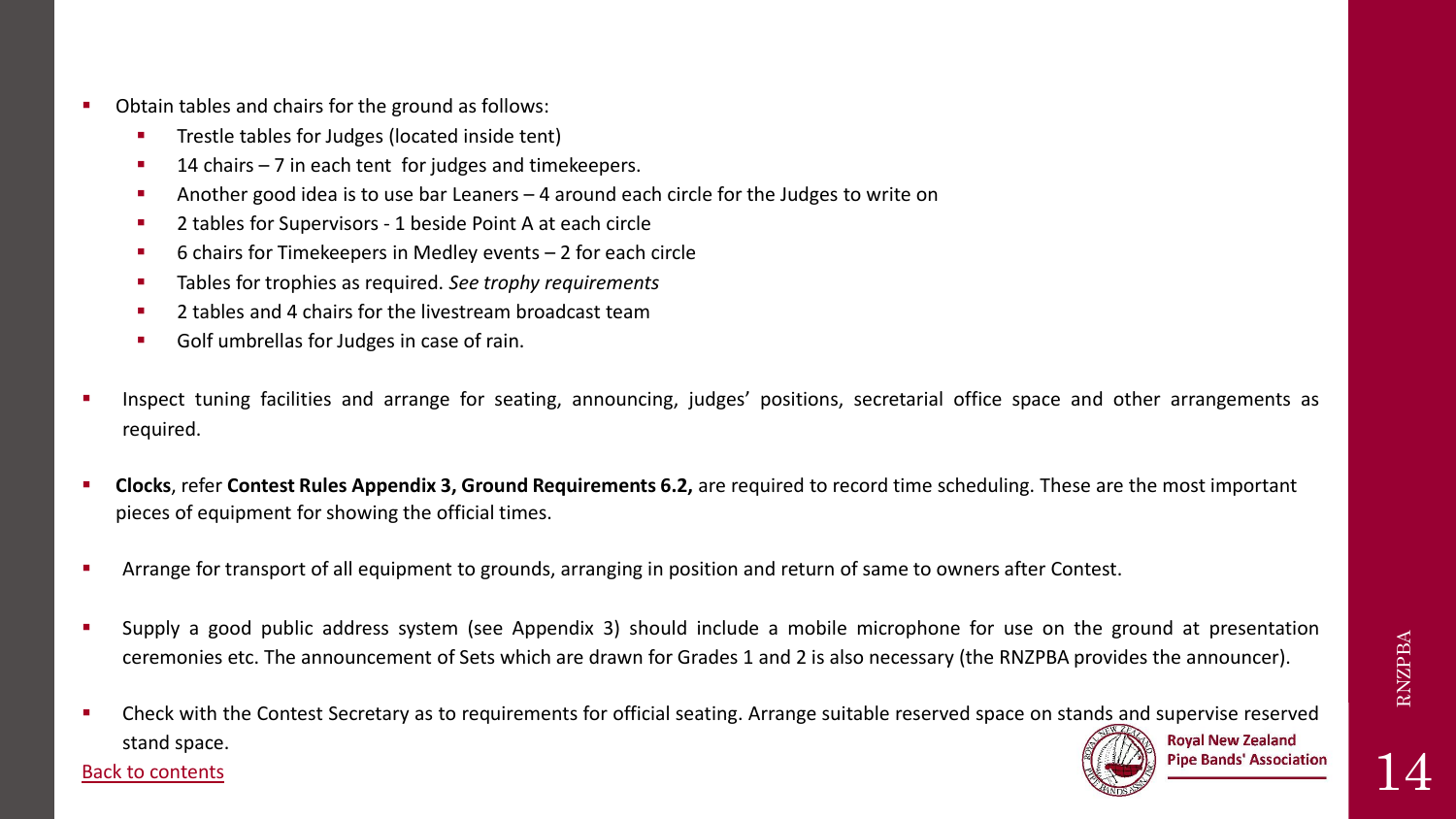- Obtain tables and chairs for the ground as follows:
  - Trestle tables for Judges (located inside tent)
  - 14 chairs – 7 in each tent for judges and timekeepers.
  - Another good idea is to use bar Leaners – 4 around each circle for the Judges to write on
  - 2 tables for Supervisors - 1 beside Point A at each circle
  - 6 chairs for Timekeepers in Medley events – 2 for each circle
  - Tables for trophies as required. *See trophy requirements*
  - 2 tables and 4 chairs for the livestream broadcast team
  - Golf umbrellas for Judges in case of rain.

- Inspect tuning facilities and arrange for seating, announcing, judges' positions, secretarial office space and other arrangements as required.

- **Clocks**, refer **Contest Rules Appendix 3, Ground Requirements 6.2,** are required to record time scheduling. These are the most important pieces of equipment for showing the official times.

- Arrange for transport of all equipment to grounds, arranging in position and return of same to owners after Contest.

- Supply a good public address system (see Appendix 3) should include a mobile microphone for use on the ground at presentation ceremonies etc. The announcement of Sets which are drawn for Grades 1 and 2 is also necessary (the RNZPBA provides the announcer).

- Check with the Contest Secretary as to requirements for official seating. Arrange suitable reserved space on stands and supervise reserved stand space.

Back to contents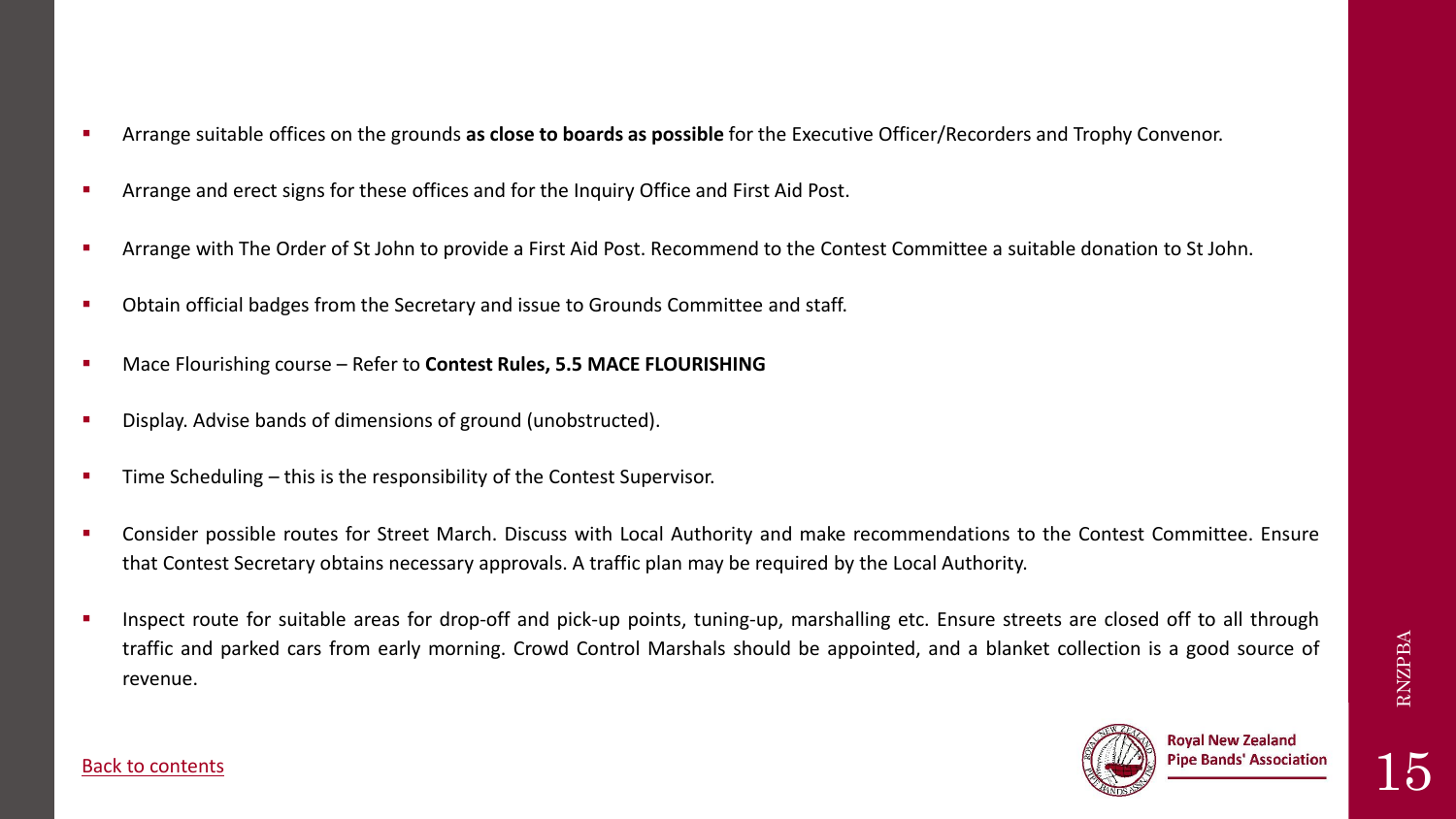- Arrange suitable offices on the grounds **as close to boards as possible** for the Executive Officer/Recorders and Trophy Convenor.
- Arrange and erect signs for these offices and for the Inquiry Office and First Aid Post.
- Arrange with The Order of St John to provide a First Aid Post. Recommend to the Contest Committee a suitable donation to St John.
- Obtain official badges from the Secretary and issue to Grounds Committee and staff.
- Mace Flourishing course – Refer to **Contest Rules, 5.5 MACE FLOURISHING**
- Display. Advise bands of dimensions of ground (unobstructed).
- Time Scheduling – this is the responsibility of the Contest Supervisor.
- Consider possible routes for Street March. Discuss with Local Authority and make recommendations to the Contest Committee. Ensure that Contest Secretary obtains necessary approvals. A traffic plan may be required by the Local Authority.
- Inspect route for suitable areas for drop-off and pick-up points, tuning-up, marshalling etc. Ensure streets are closed off to all through traffic and parked cars from early morning. Crowd Control Marshals should be appointed, and a blanket collection is a good source of revenue.

[Back to contents]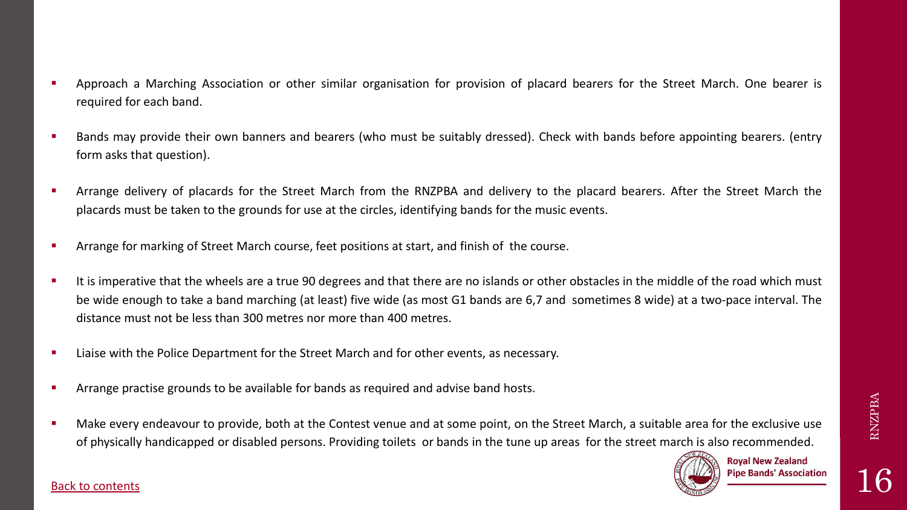- Approach a Marching Association or other similar organisation for provision of placard bearers for the Street March. One bearer is required for each band.
- Bands may provide their own banners and bearers (who must be suitably dressed). Check with bands before appointing bearers. (entry form asks that question).
- Arrange delivery of placards for the Street March from the RNZPBA and delivery to the placard bearers. After the Street March the placards must be taken to the grounds for use at the circles, identifying bands for the music events.
- Arrange for marking of Street March course, feet positions at start, and finish of the course.
- It is imperative that the wheels are a true 90 degrees and that there are no islands or other obstacles in the middle of the road which must be wide enough to take a band marching (at least) five wide (as most G1 bands are 6,7 and sometimes 8 wide) at a two-pace interval. The distance must not be less than 300 metres nor more than 400 metres.
- Liaise with the Police Department for the Street March and for other events, as necessary.
- Arrange practise grounds to be available for bands as required and advise band hosts.
- Make every endeavour to provide, both at the Contest venue and at some point, on the Street March, a suitable area for the exclusive use of physically handicapped or disabled persons. Providing toilets or bands in the tune up areas for the street march is also recommended.

Back to contents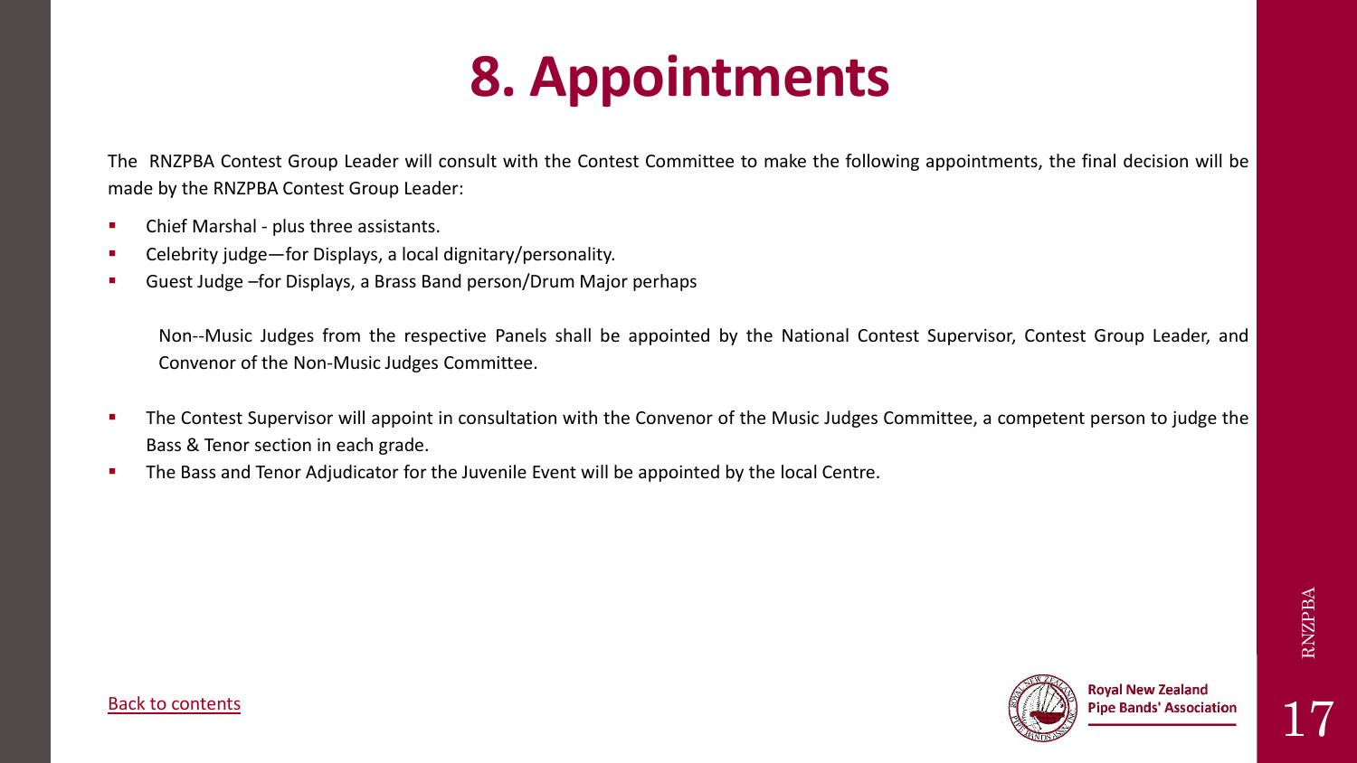# 8. Appointments

The RNZPBA Contest Group Leader will consult with the Contest Committee to make the following appointments, the final decision will be made by the RNZPBA Contest Group Leader:

- Chief Marshal - plus three assistants.
- Celebrity judge—for Displays, a local dignitary/personality.
- Guest Judge –for Displays, a Brass Band person/Drum Major perhaps

  Non--Music Judges from the respective Panels shall be appointed by the National Contest Supervisor, Contest Group Leader, and Convenor of the Non-Music Judges Committee.

- The Contest Supervisor will appoint in consultation with the Convenor of the Music Judges Committee, a competent person to judge the Bass & Tenor section in each grade.
- The Bass and Tenor Adjudicator for the Juvenile Event will be appointed by the local Centre.

Back to contents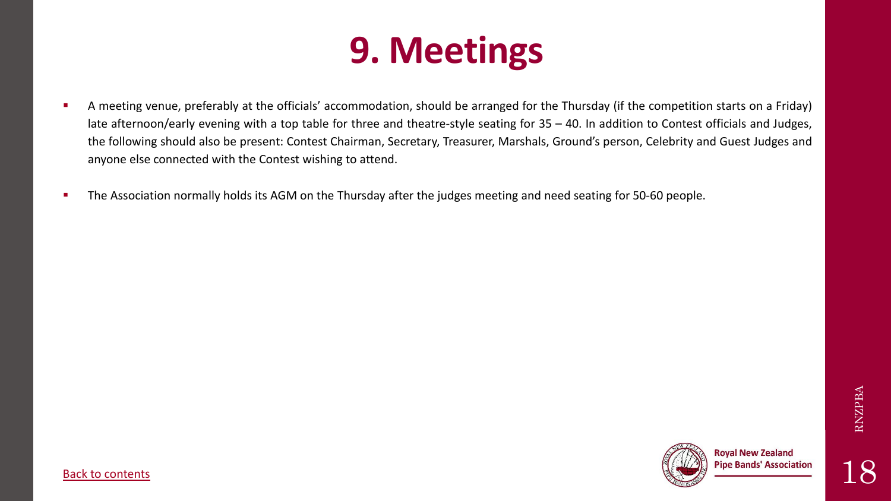# 9. Meetings

- A meeting venue, preferably at the officials' accommodation, should be arranged for the Thursday (if the competition starts on a Friday) late afternoon/early evening with a top table for three and theatre-style seating for 35 – 40. In addition to Contest officials and Judges, the following should also be present: Contest Chairman, Secretary, Treasurer, Marshals, Ground's person, Celebrity and Guest Judges and anyone else connected with the Contest wishing to attend.
- The Association normally holds its AGM on the Thursday after the judges meeting and need seating for 50-60 people.

Back to contents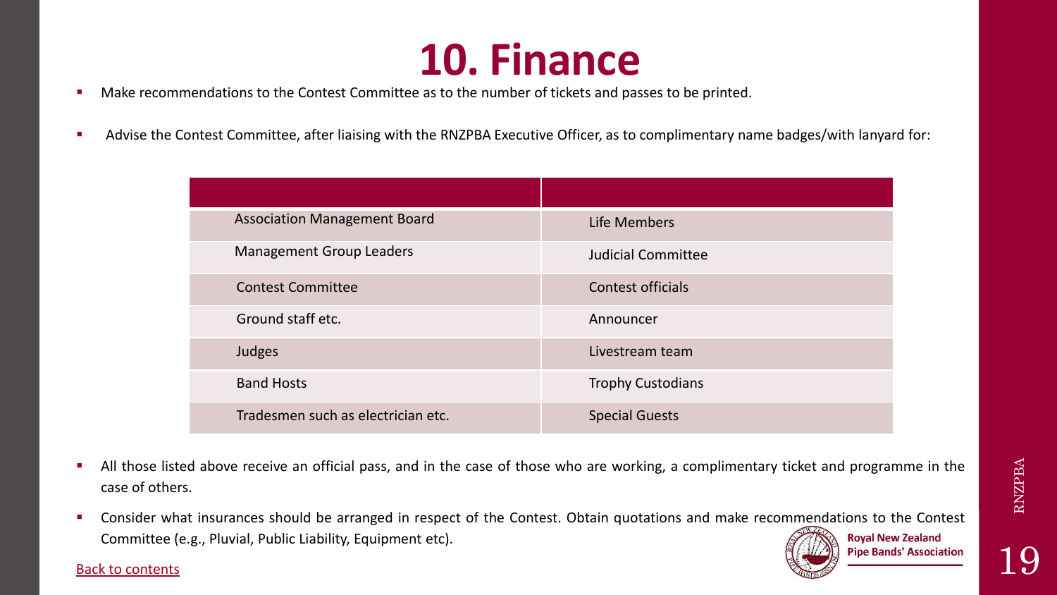# 10. Finance

- Make recommendations to the Contest Committee as to the number of tickets and passes to be printed.
- Advise the Contest Committee, after liaising with the RNZPBA Executive Officer, as to complimentary name badges/with lanyard for:

| | |
|---|---|
| Association Management Board | Life Members |
| Management Group Leaders | Judicial Committee |
| Contest Committee | Contest officials |
| Ground staff etc. | Announcer |
| Judges | Livestream team |
| Band Hosts | Trophy Custodians |
| Tradesmen such as electrician etc. | Special Guests |

- All those listed above receive an official pass, and in the case of those who are working, a complimentary ticket and programme in the case of others.
- Consider what insurances should be arranged in respect of the Contest. Obtain quotations and make recommendations to the Contest Committee (e.g., Pluvial, Public Liability, Equipment etc).

Back to contents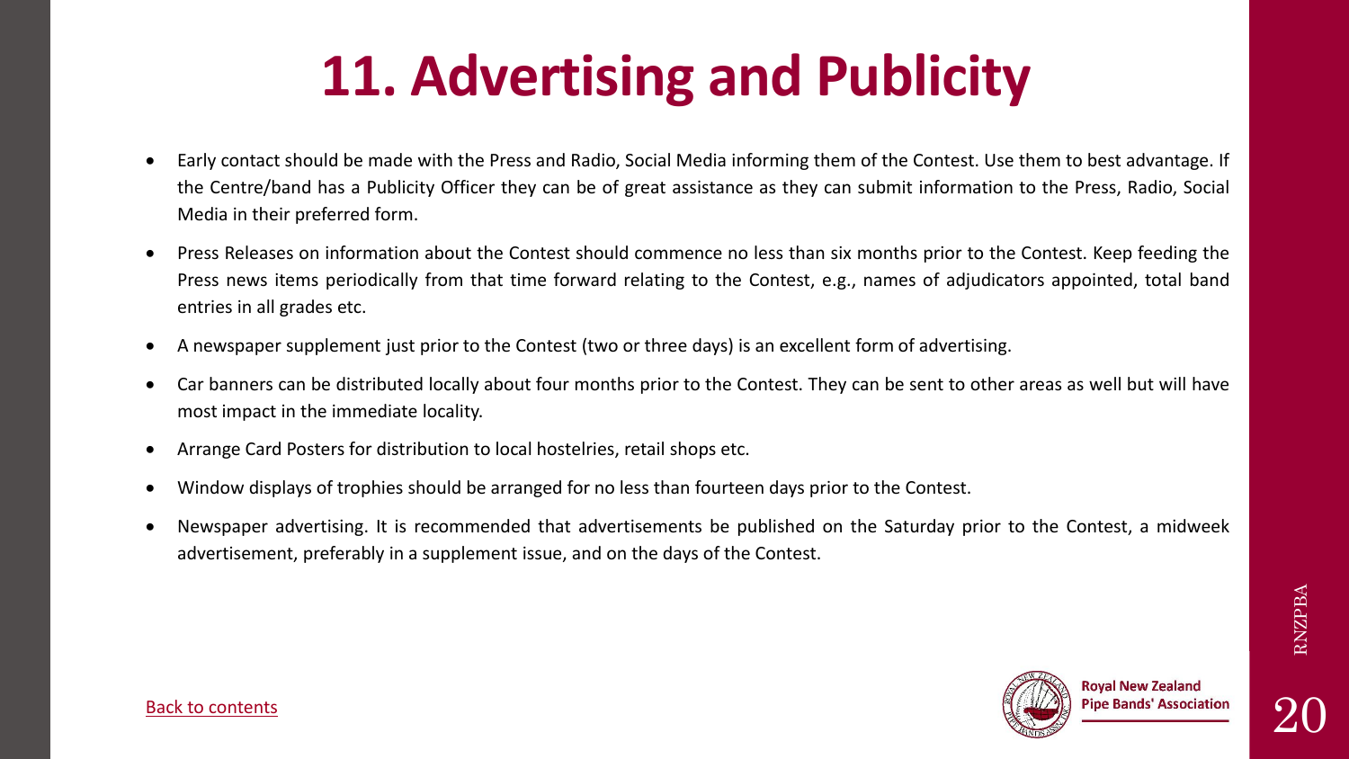# 11. Advertising and Publicity

- Early contact should be made with the Press and Radio, Social Media informing them of the Contest. Use them to best advantage. If the Centre/band has a Publicity Officer they can be of great assistance as they can submit information to the Press, Radio, Social Media in their preferred form.
- Press Releases on information about the Contest should commence no less than six months prior to the Contest. Keep feeding the Press news items periodically from that time forward relating to the Contest, e.g., names of adjudicators appointed, total band entries in all grades etc.
- A newspaper supplement just prior to the Contest (two or three days) is an excellent form of advertising.
- Car banners can be distributed locally about four months prior to the Contest. They can be sent to other areas as well but will have most impact in the immediate locality.
- Arrange Card Posters for distribution to local hostelries, retail shops etc.
- Window displays of trophies should be arranged for no less than fourteen days prior to the Contest.
- Newspaper advertising. It is recommended that advertisements be published on the Saturday prior to the Contest, a midweek advertisement, preferably in a supplement issue, and on the days of the Contest.

Back to contents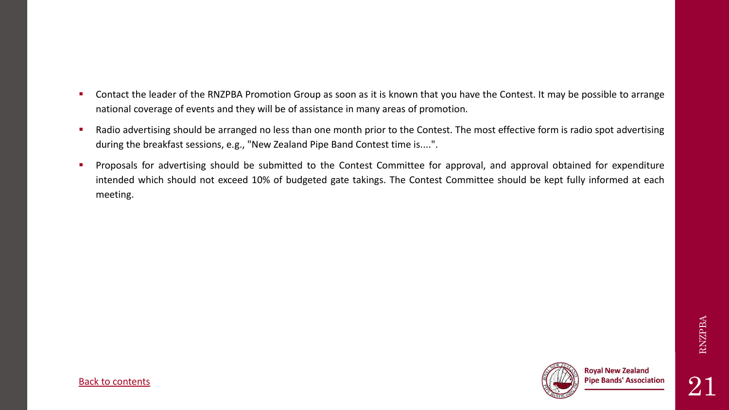- Contact the leader of the RNZPBA Promotion Group as soon as it is known that you have the Contest. It may be possible to arrange national coverage of events and they will be of assistance in many areas of promotion.
- Radio advertising should be arranged no less than one month prior to the Contest. The most effective form is radio spot advertising during the breakfast sessions, e.g., "New Zealand Pipe Band Contest time is....".
- Proposals for advertising should be submitted to the Contest Committee for approval, and approval obtained for expenditure intended which should not exceed 10% of budgeted gate takings. The Contest Committee should be kept fully informed at each meeting.

Back to contents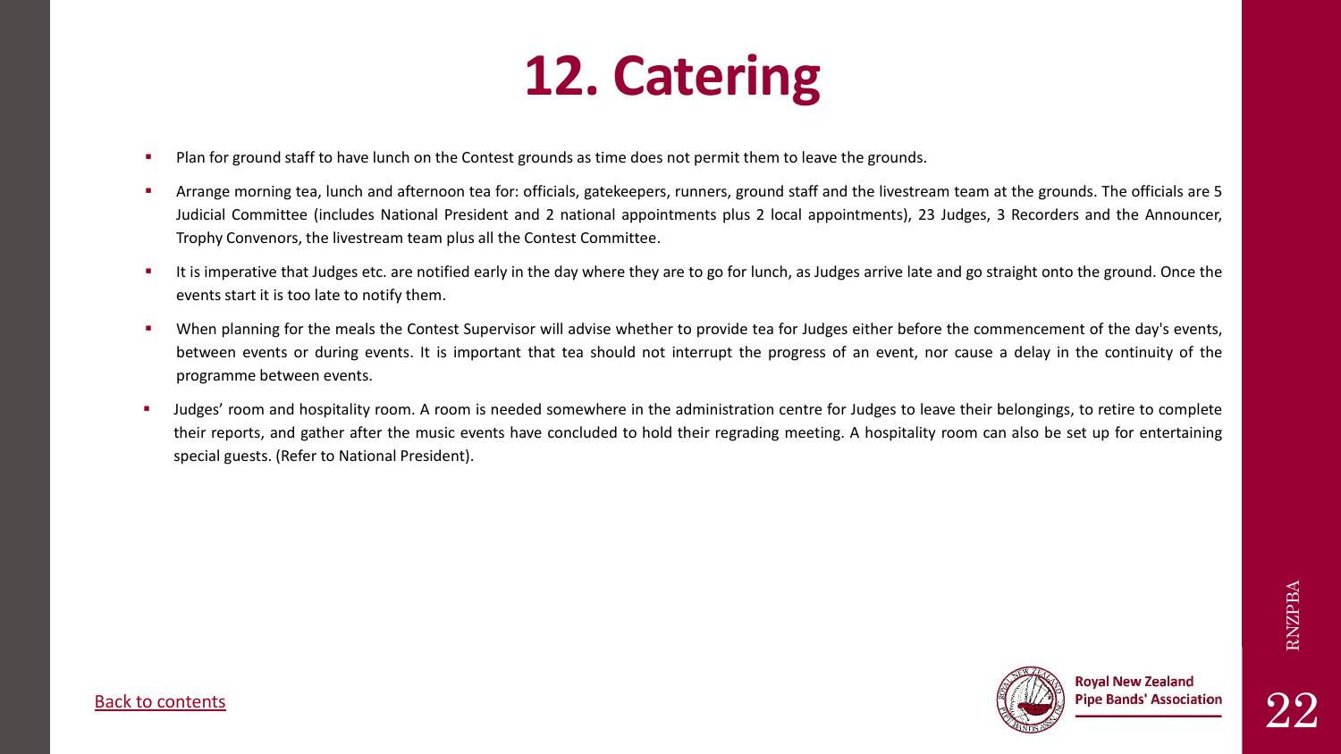# 12. Catering

- Plan for ground staff to have lunch on the Contest grounds as time does not permit them to leave the grounds.
- Arrange morning tea, lunch and afternoon tea for: officials, gatekeepers, runners, ground staff and the livestream team at the grounds. The officials are 5 Judicial Committee (includes National President and 2 national appointments plus 2 local appointments), 23 Judges, 3 Recorders and the Announcer, Trophy Convenors, the livestream team plus all the Contest Committee.
- It is imperative that Judges etc. are notified early in the day where they are to go for lunch, as Judges arrive late and go straight onto the ground. Once the events start it is too late to notify them.
- When planning for the meals the Contest Supervisor will advise whether to provide tea for Judges either before the commencement of the day's events, between events or during events. It is important that tea should not interrupt the progress of an event, nor cause a delay in the continuity of the programme between events.
- Judges' room and hospitality room. A room is needed somewhere in the administration centre for Judges to leave their belongings, to retire to complete their reports, and gather after the music events have concluded to hold their regrading meeting. A hospitality room can also be set up for entertaining special guests. (Refer to National President).

Back to contents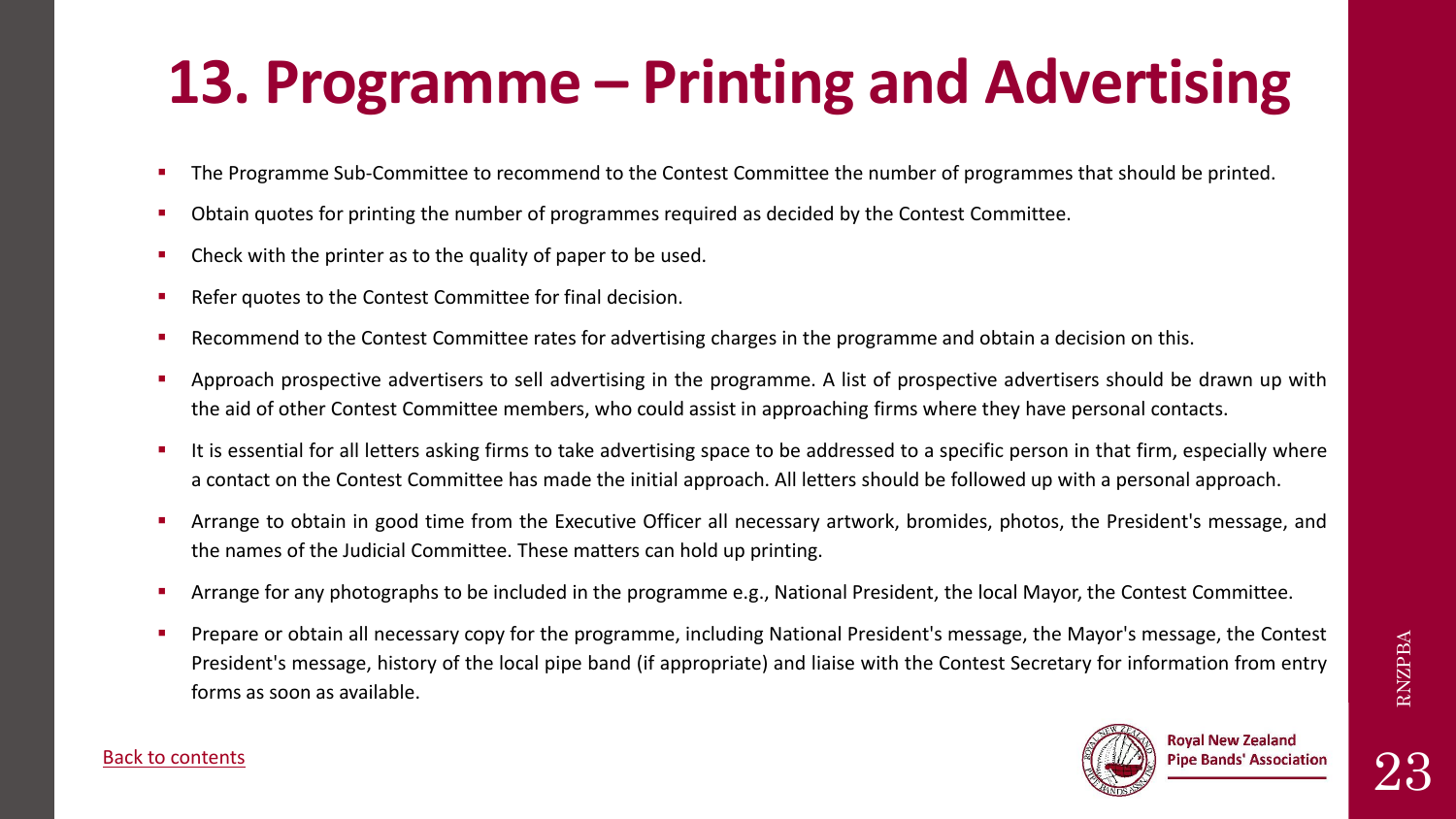# 13. Programme – Printing and Advertising

- The Programme Sub-Committee to recommend to the Contest Committee the number of programmes that should be printed.
- Obtain quotes for printing the number of programmes required as decided by the Contest Committee.
- Check with the printer as to the quality of paper to be used.
- Refer quotes to the Contest Committee for final decision.
- Recommend to the Contest Committee rates for advertising charges in the programme and obtain a decision on this.
- Approach prospective advertisers to sell advertising in the programme. A list of prospective advertisers should be drawn up with the aid of other Contest Committee members, who could assist in approaching firms where they have personal contacts.
- It is essential for all letters asking firms to take advertising space to be addressed to a specific person in that firm, especially where a contact on the Contest Committee has made the initial approach. All letters should be followed up with a personal approach.
- Arrange to obtain in good time from the Executive Officer all necessary artwork, bromides, photos, the President's message, and the names of the Judicial Committee. These matters can hold up printing.
- Arrange for any photographs to be included in the programme e.g., National President, the local Mayor, the Contest Committee.
- Prepare or obtain all necessary copy for the programme, including National President's message, the Mayor's message, the Contest President's message, history of the local pipe band (if appropriate) and liaise with the Contest Secretary for information from entry forms as soon as available.

Back to contents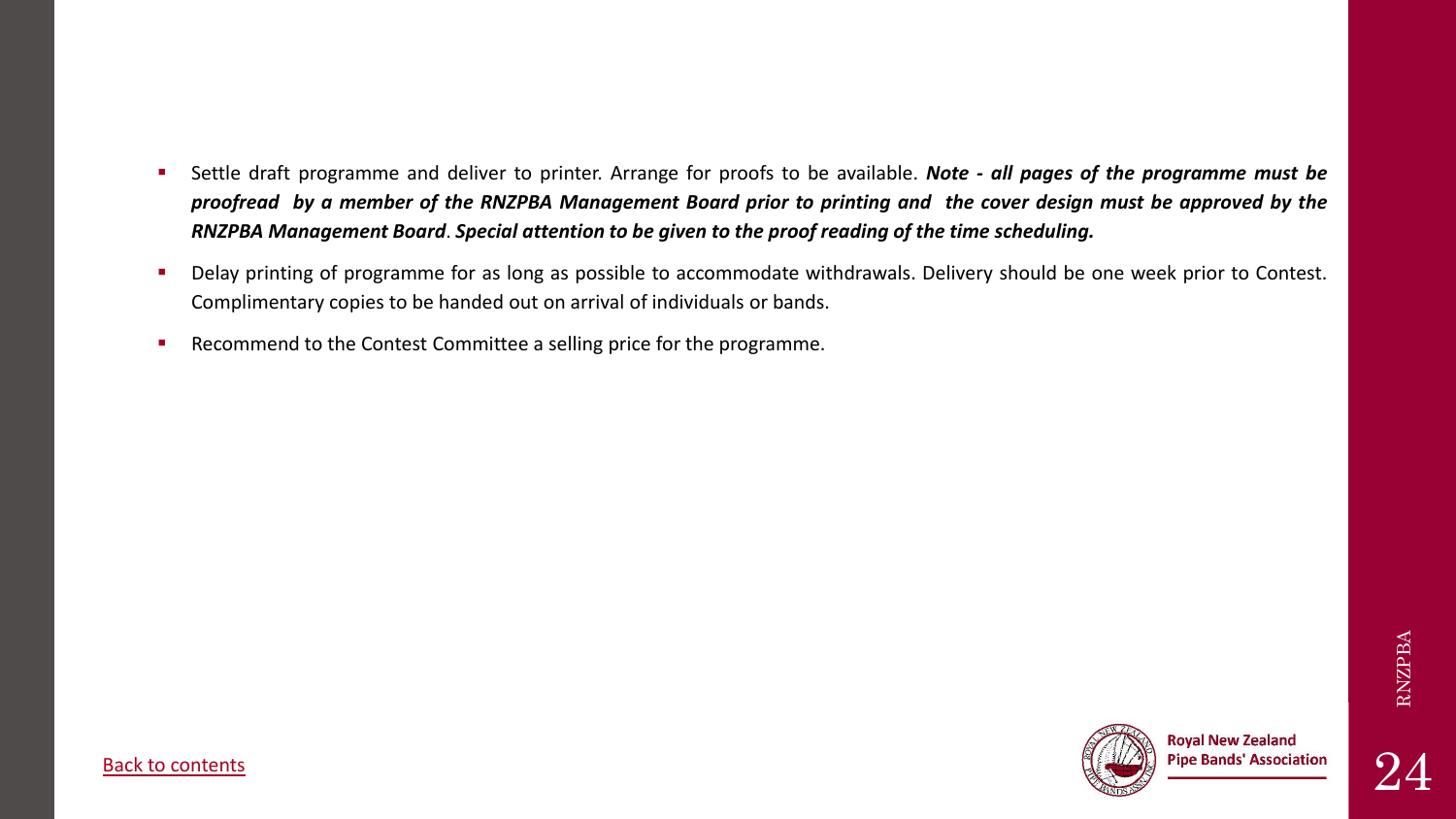- Settle draft programme and deliver to printer. Arrange for proofs to be available. ***Note - all pages of the programme must be proofread by a member of the RNZPBA Management Board prior to printing and the cover design must be approved by the RNZPBA Management Board***. ***Special attention to be given to the proof reading of the time scheduling.***
- Delay printing of programme for as long as possible to accommodate withdrawals. Delivery should be one week prior to Contest. Complimentary copies to be handed out on arrival of individuals or bands.
- Recommend to the Contest Committee a selling price for the programme.

Back to contents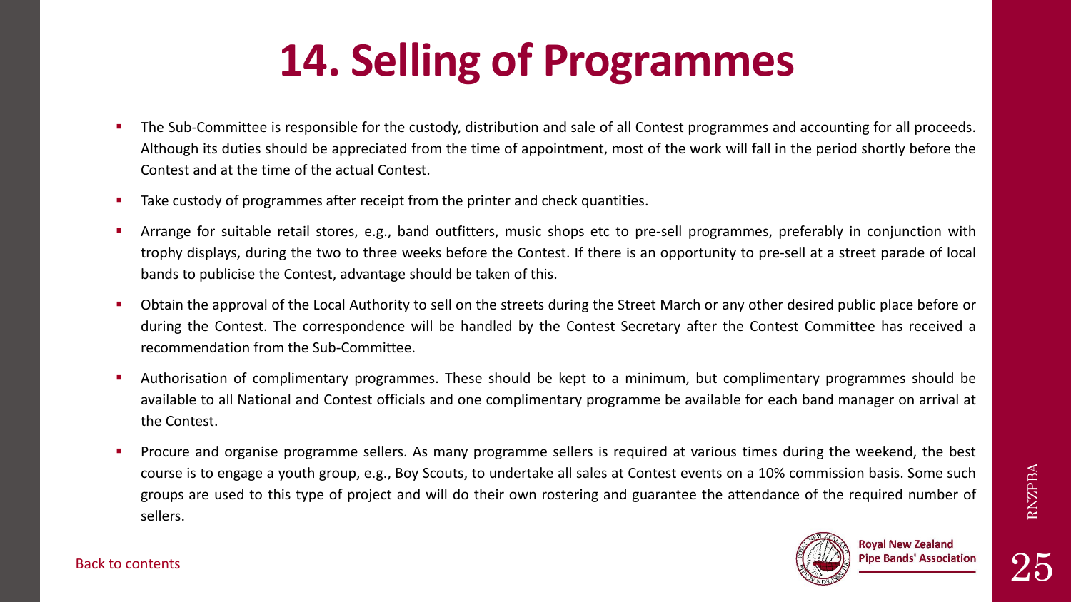# 14. Selling of Programmes

- The Sub-Committee is responsible for the custody, distribution and sale of all Contest programmes and accounting for all proceeds. Although its duties should be appreciated from the time of appointment, most of the work will fall in the period shortly before the Contest and at the time of the actual Contest.
- Take custody of programmes after receipt from the printer and check quantities.
- Arrange for suitable retail stores, e.g., band outfitters, music shops etc to pre-sell programmes, preferably in conjunction with trophy displays, during the two to three weeks before the Contest. If there is an opportunity to pre-sell at a street parade of local bands to publicise the Contest, advantage should be taken of this.
- Obtain the approval of the Local Authority to sell on the streets during the Street March or any other desired public place before or during the Contest. The correspondence will be handled by the Contest Secretary after the Contest Committee has received a recommendation from the Sub-Committee.
- Authorisation of complimentary programmes. These should be kept to a minimum, but complimentary programmes should be available to all National and Contest officials and one complimentary programme be available for each band manager on arrival at the Contest.
- Procure and organise programme sellers. As many programme sellers is required at various times during the weekend, the best course is to engage a youth group, e.g., Boy Scouts, to undertake all sales at Contest events on a 10% commission basis. Some such groups are used to this type of project and will do their own rostering and guarantee the attendance of the required number of sellers.

Back to contents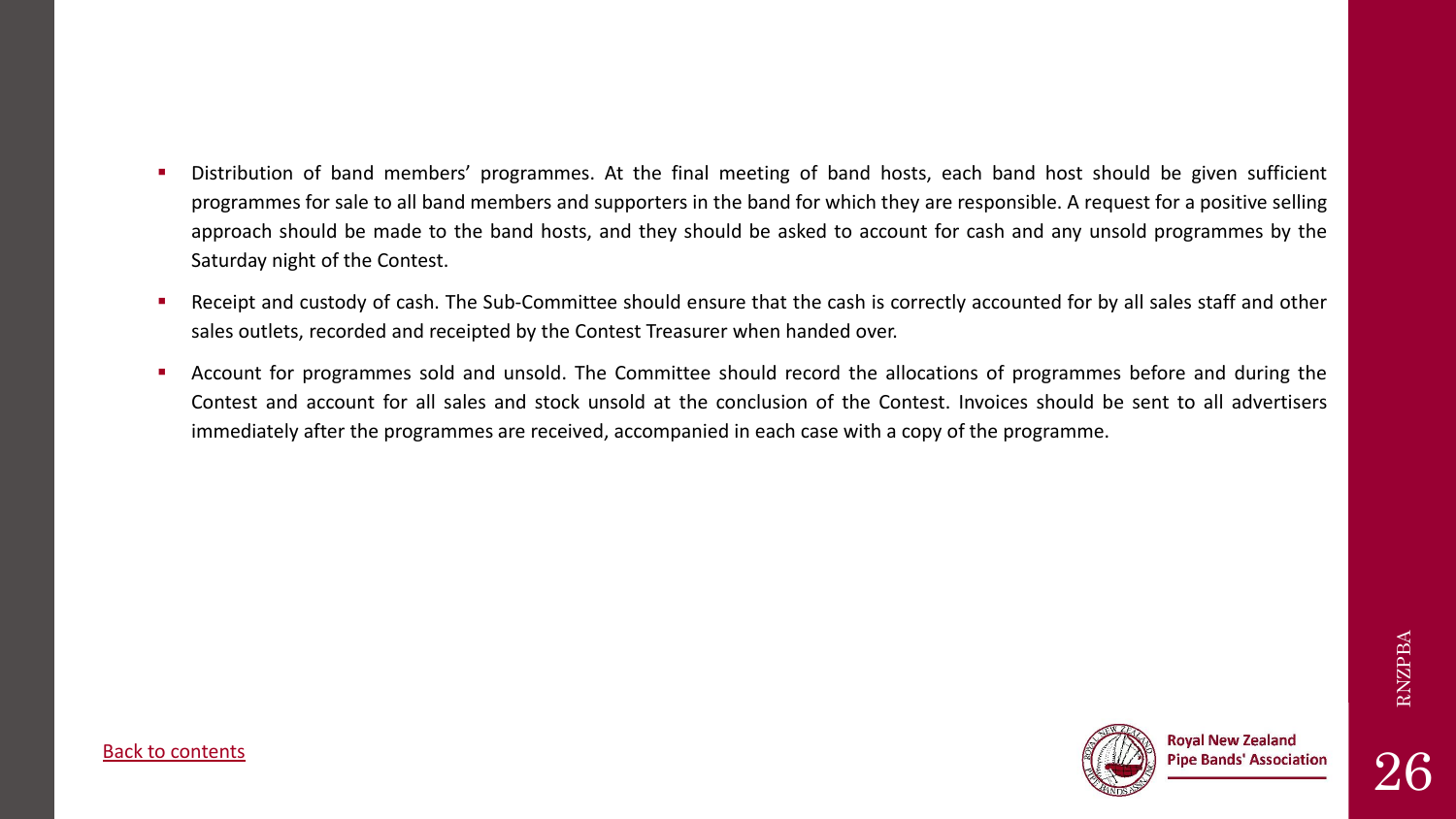- Distribution of band members' programmes. At the final meeting of band hosts, each band host should be given sufficient programmes for sale to all band members and supporters in the band for which they are responsible. A request for a positive selling approach should be made to the band hosts, and they should be asked to account for cash and any unsold programmes by the Saturday night of the Contest.
- Receipt and custody of cash. The Sub-Committee should ensure that the cash is correctly accounted for by all sales staff and other sales outlets, recorded and receipted by the Contest Treasurer when handed over.
- Account for programmes sold and unsold. The Committee should record the allocations of programmes before and during the Contest and account for all sales and stock unsold at the conclusion of the Contest. Invoices should be sent to all advertisers immediately after the programmes are received, accompanied in each case with a copy of the programme.

Back to contents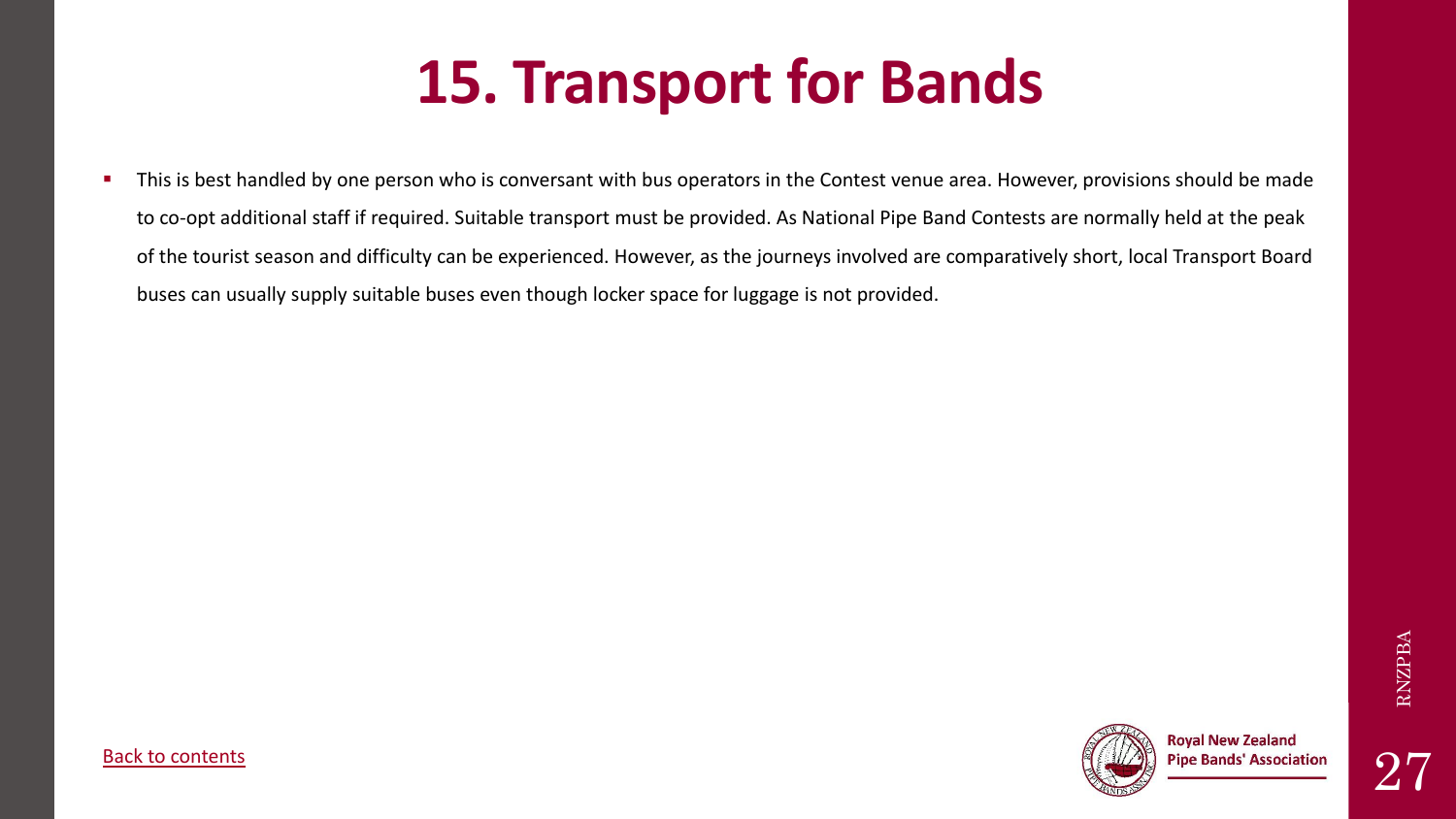# 15. Transport for Bands

- This is best handled by one person who is conversant with bus operators in the Contest venue area. However, provisions should be made to co-opt additional staff if required. Suitable transport must be provided. As National Pipe Band Contests are normally held at the peak of the tourist season and difficulty can be experienced. However, as the journeys involved are comparatively short, local Transport Board buses can usually supply suitable buses even though locker space for luggage is not provided.

Back to contents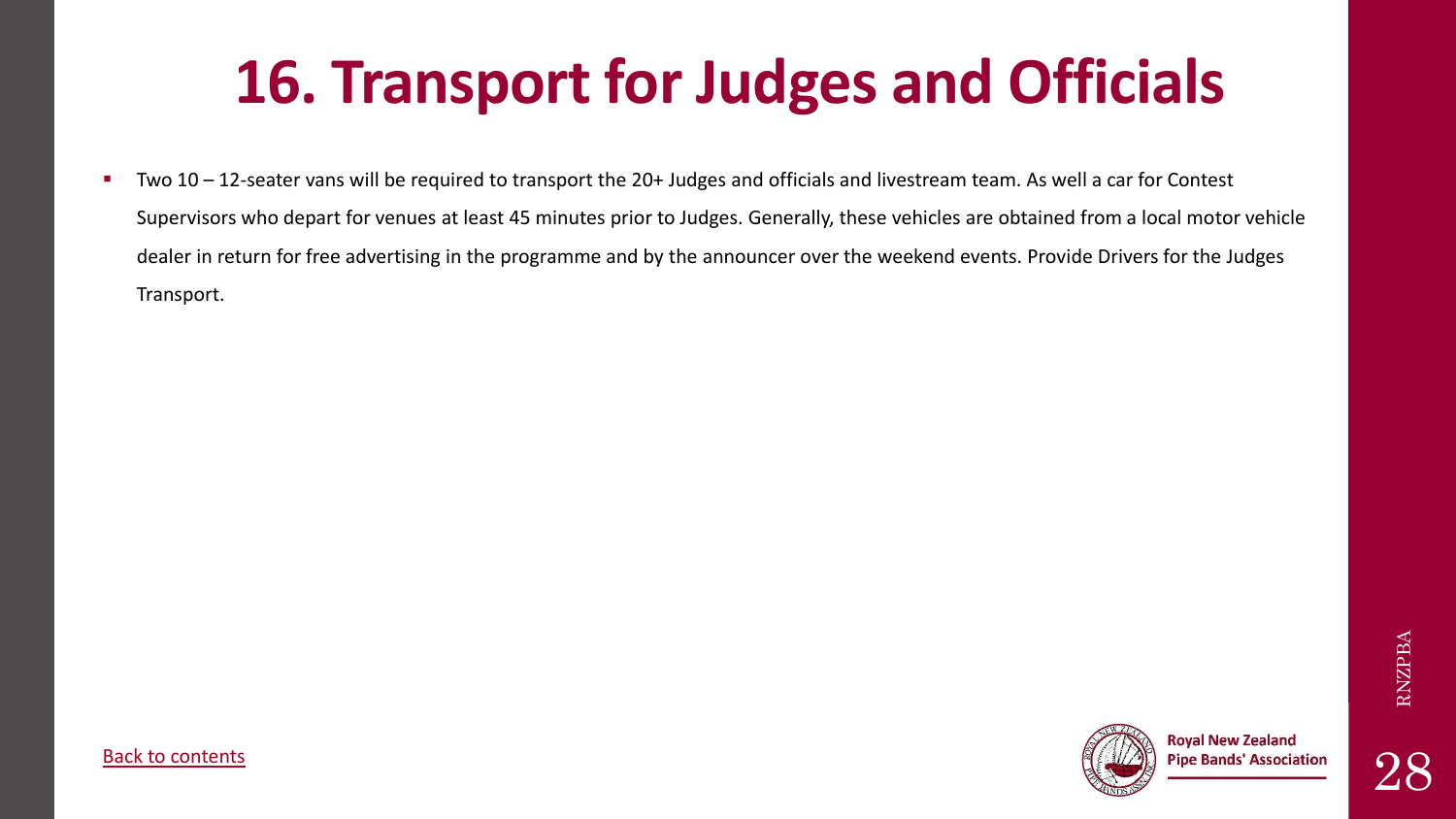# 16. Transport for Judges and Officials

- Two 10 – 12-seater vans will be required to transport the 20+ Judges and officials and livestream team. As well a car for Contest Supervisors who depart for venues at least 45 minutes prior to Judges. Generally, these vehicles are obtained from a local motor vehicle dealer in return for free advertising in the programme and by the announcer over the weekend events. Provide Drivers for the Judges Transport.

Back to contents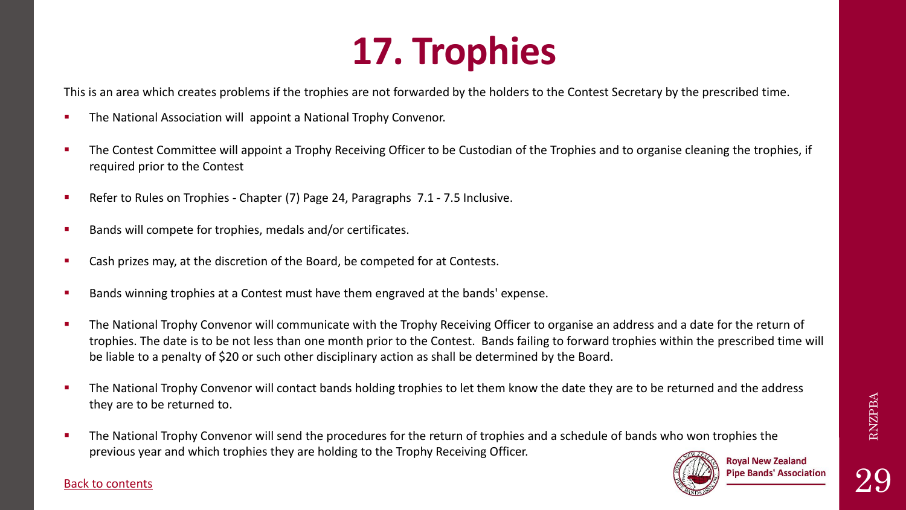# 17. Trophies

This is an area which creates problems if the trophies are not forwarded by the holders to the Contest Secretary by the prescribed time.

- The National Association will appoint a National Trophy Convenor.
- The Contest Committee will appoint a Trophy Receiving Officer to be Custodian of the Trophies and to organise cleaning the trophies, if required prior to the Contest
- Refer to Rules on Trophies - Chapter (7) Page 24, Paragraphs 7.1 - 7.5 Inclusive.
- Bands will compete for trophies, medals and/or certificates.
- Cash prizes may, at the discretion of the Board, be competed for at Contests.
- Bands winning trophies at a Contest must have them engraved at the bands' expense.
- The National Trophy Convenor will communicate with the Trophy Receiving Officer to organise an address and a date for the return of trophies. The date is to be not less than one month prior to the Contest. Bands failing to forward trophies within the prescribed time will be liable to a penalty of $20 or such other disciplinary action as shall be determined by the Board.
- The National Trophy Convenor will contact bands holding trophies to let them know the date they are to be returned and the address they are to be returned to.
- The National Trophy Convenor will send the procedures for the return of trophies and a schedule of bands who won trophies the previous year and which trophies they are holding to the Trophy Receiving Officer.

Back to contents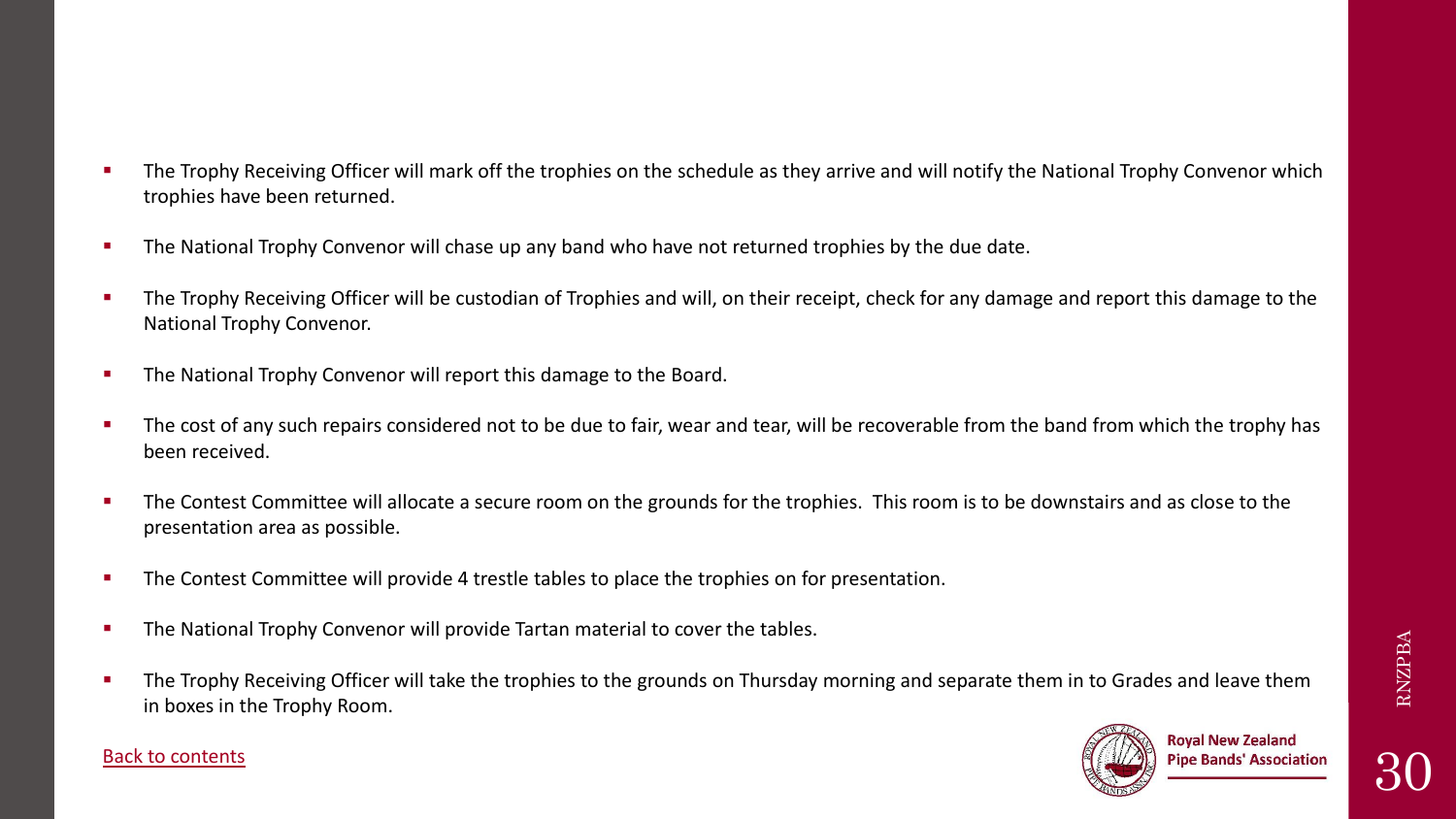- The Trophy Receiving Officer will mark off the trophies on the schedule as they arrive and will notify the National Trophy Convenor which trophies have been returned.
- The National Trophy Convenor will chase up any band who have not returned trophies by the due date.
- The Trophy Receiving Officer will be custodian of Trophies and will, on their receipt, check for any damage and report this damage to the National Trophy Convenor.
- The National Trophy Convenor will report this damage to the Board.
- The cost of any such repairs considered not to be due to fair, wear and tear, will be recoverable from the band from which the trophy has been received.
- The Contest Committee will allocate a secure room on the grounds for the trophies. This room is to be downstairs and as close to the presentation area as possible.
- The Contest Committee will provide 4 trestle tables to place the trophies on for presentation.
- The National Trophy Convenor will provide Tartan material to cover the tables.
- The Trophy Receiving Officer will take the trophies to the grounds on Thursday morning and separate them in to Grades and leave them in boxes in the Trophy Room.

Back to contents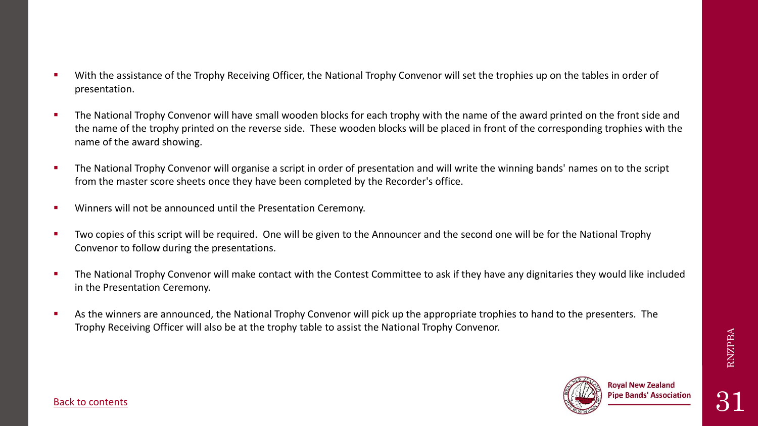- With the assistance of the Trophy Receiving Officer, the National Trophy Convenor will set the trophies up on the tables in order of presentation.
- The National Trophy Convenor will have small wooden blocks for each trophy with the name of the award printed on the front side and the name of the trophy printed on the reverse side. These wooden blocks will be placed in front of the corresponding trophies with the name of the award showing.
- The National Trophy Convenor will organise a script in order of presentation and will write the winning bands' names on to the script from the master score sheets once they have been completed by the Recorder's office.
- Winners will not be announced until the Presentation Ceremony.
- Two copies of this script will be required. One will be given to the Announcer and the second one will be for the National Trophy Convenor to follow during the presentations.
- The National Trophy Convenor will make contact with the Contest Committee to ask if they have any dignitaries they would like included in the Presentation Ceremony.
- As the winners are announced, the National Trophy Convenor will pick up the appropriate trophies to hand to the presenters. The Trophy Receiving Officer will also be at the trophy table to assist the National Trophy Convenor.

Back to contents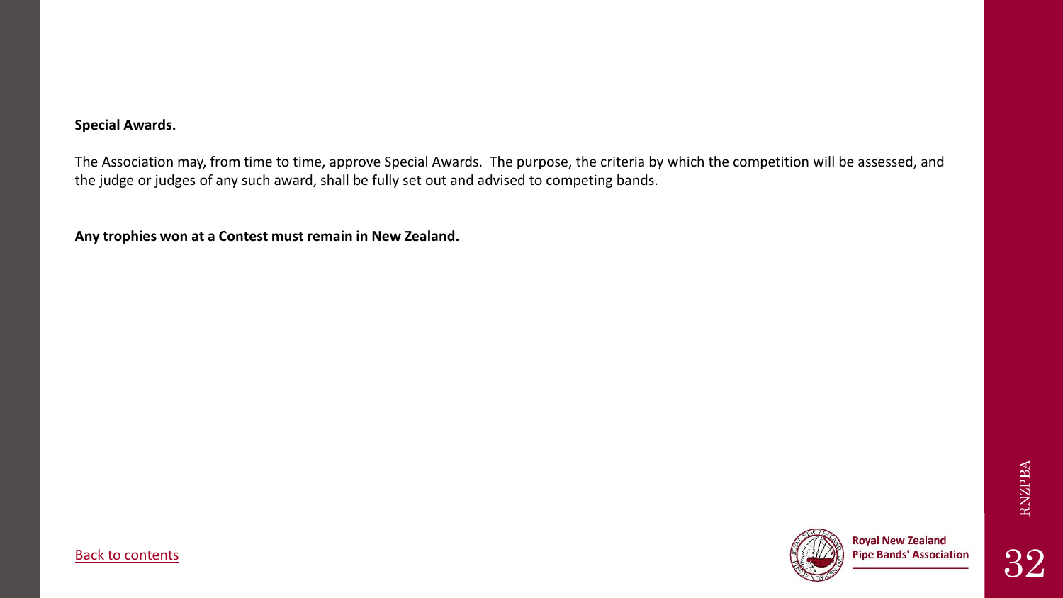**Special Awards.**

The Association may, from time to time, approve Special Awards. The purpose, the criteria by which the competition will be assessed, and the judge or judges of any such award, shall be fully set out and advised to competing bands.

**Any trophies won at a Contest must remain in New Zealand.**

Back to contents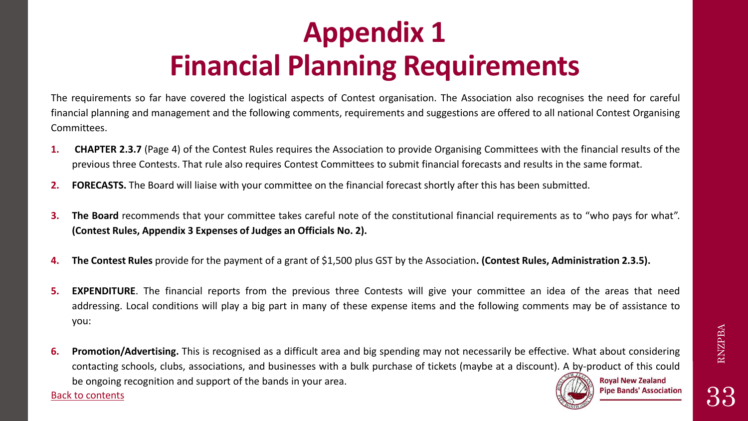# Appendix 1
# Financial Planning Requirements

The requirements so far have covered the logistical aspects of Contest organisation. The Association also recognises the need for careful financial planning and management and the following comments, requirements and suggestions are offered to all national Contest Organising Committees.

1. **CHAPTER 2.3.7** (Page 4) of the Contest Rules requires the Association to provide Organising Committees with the financial results of the previous three Contests. That rule also requires Contest Committees to submit financial forecasts and results in the same format.
2. **FORECASTS.** The Board will liaise with your committee on the financial forecast shortly after this has been submitted.
3. **The Board** recommends that your committee takes careful note of the constitutional financial requirements as to "who pays for what". **(Contest Rules, Appendix 3 Expenses of Judges an Officials No. 2).**
4. **The Contest Rules** provide for the payment of a grant of $1,500 plus GST by the Association**. (Contest Rules, Administration 2.3.5).**
5. **EXPENDITURE**. The financial reports from the previous three Contests will give your committee an idea of the areas that need addressing. Local conditions will play a big part in many of these expense items and the following comments may be of assistance to you:
6. **Promotion/Advertising.** This is recognised as a difficult area and big spending may not necessarily be effective. What about considering contacting schools, clubs, associations, and businesses with a bulk purchase of tickets (maybe at a discount). A by-product of this could be ongoing recognition and support of the bands in your area.

Back to contents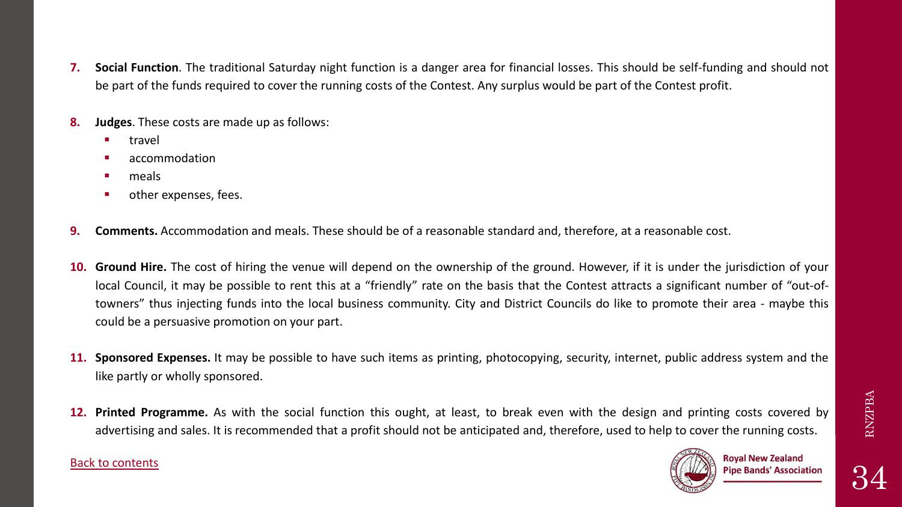7. **Social Function**. The traditional Saturday night function is a danger area for financial losses. This should be self-funding and should not be part of the funds required to cover the running costs of the Contest. Any surplus would be part of the Contest profit.

8. **Judges**. These costs are made up as follows:
   - travel
   - accommodation
   - meals
   - other expenses, fees.

9. **Comments.** Accommodation and meals. These should be of a reasonable standard and, therefore, at a reasonable cost.

10. **Ground Hire.** The cost of hiring the venue will depend on the ownership of the ground. However, if it is under the jurisdiction of your local Council, it may be possible to rent this at a "friendly" rate on the basis that the Contest attracts a significant number of "out-of-towners" thus injecting funds into the local business community. City and District Councils do like to promote their area - maybe this could be a persuasive promotion on your part.

11. **Sponsored Expenses.** It may be possible to have such items as printing, photocopying, security, internet, public address system and the like partly or wholly sponsored.

12. **Printed Programme.** As with the social function this ought, at least, to break even with the design and printing costs covered by advertising and sales. It is recommended that a profit should not be anticipated and, therefore, used to help to cover the running costs.

Back to contents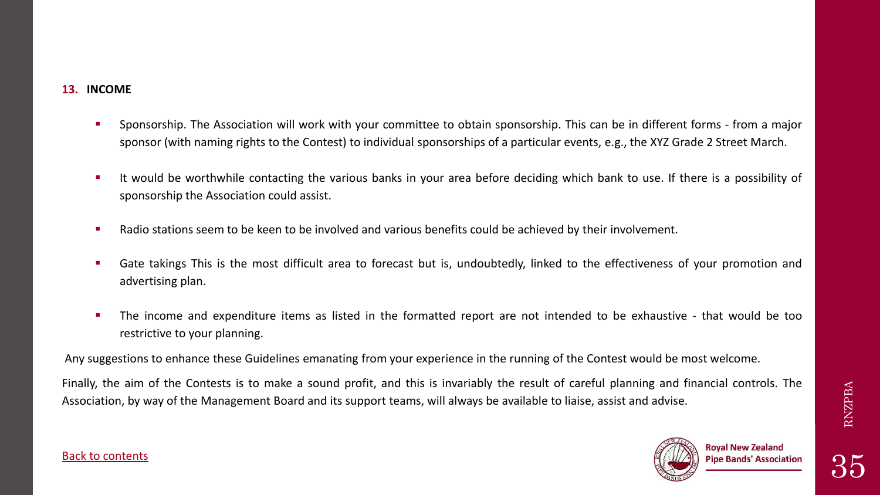## 13. INCOME

- Sponsorship. The Association will work with your committee to obtain sponsorship. This can be in different forms - from a major sponsor (with naming rights to the Contest) to individual sponsorships of a particular events, e.g., the XYZ Grade 2 Street March.
- It would be worthwhile contacting the various banks in your area before deciding which bank to use. If there is a possibility of sponsorship the Association could assist.
- Radio stations seem to be keen to be involved and various benefits could be achieved by their involvement.
- Gate takings This is the most difficult area to forecast but is, undoubtedly, linked to the effectiveness of your promotion and advertising plan.
- The income and expenditure items as listed in the formatted report are not intended to be exhaustive - that would be too restrictive to your planning.

Any suggestions to enhance these Guidelines emanating from your experience in the running of the Contest would be most welcome.

Finally, the aim of the Contests is to make a sound profit, and this is invariably the result of careful planning and financial controls. The Association, by way of the Management Board and its support teams, will always be available to liaise, assist and advise.

Back to contents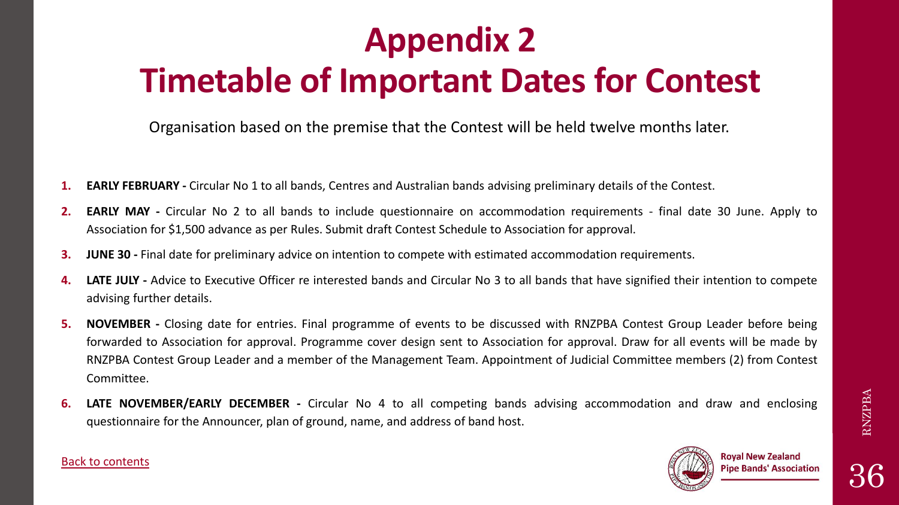# Appendix 2
# Timetable of Important Dates for Contest

Organisation based on the premise that the Contest will be held twelve months later.

1. **EARLY FEBRUARY -** Circular No 1 to all bands, Centres and Australian bands advising preliminary details of the Contest.
2. **EARLY MAY -** Circular No 2 to all bands to include questionnaire on accommodation requirements - final date 30 June. Apply to Association for $1,500 advance as per Rules. Submit draft Contest Schedule to Association for approval.
3. **JUNE 30 -** Final date for preliminary advice on intention to compete with estimated accommodation requirements.
4. **LATE JULY -** Advice to Executive Officer re interested bands and Circular No 3 to all bands that have signified their intention to compete advising further details.
5. **NOVEMBER -** Closing date for entries. Final programme of events to be discussed with RNZPBA Contest Group Leader before being forwarded to Association for approval. Programme cover design sent to Association for approval. Draw for all events will be made by RNZPBA Contest Group Leader and a member of the Management Team. Appointment of Judicial Committee members (2) from Contest Committee.
6. **LATE NOVEMBER/EARLY DECEMBER -** Circular No 4 to all competing bands advising accommodation and draw and enclosing questionnaire for the Announcer, plan of ground, name, and address of band host.

Back to contents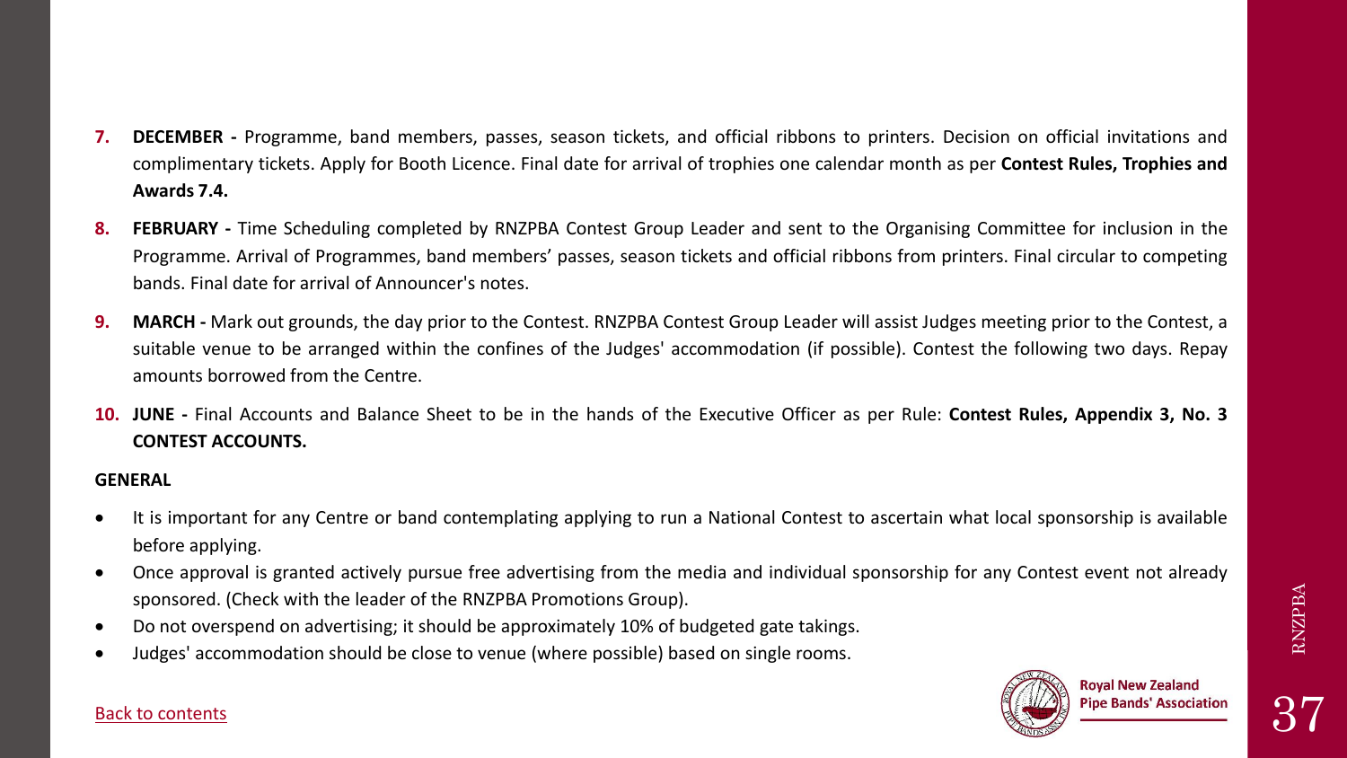7. **DECEMBER -** Programme, band members, passes, season tickets, and official ribbons to printers. Decision on official invitations and complimentary tickets. Apply for Booth Licence. Final date for arrival of trophies one calendar month as per **Contest Rules, Trophies and Awards 7.4.**

8. **FEBRUARY -** Time Scheduling completed by RNZPBA Contest Group Leader and sent to the Organising Committee for inclusion in the Programme. Arrival of Programmes, band members' passes, season tickets and official ribbons from printers. Final circular to competing bands. Final date for arrival of Announcer's notes.

9. **MARCH -** Mark out grounds, the day prior to the Contest. RNZPBA Contest Group Leader will assist Judges meeting prior to the Contest, a suitable venue to be arranged within the confines of the Judges' accommodation (if possible). Contest the following two days. Repay amounts borrowed from the Centre.

10. **JUNE -** Final Accounts and Balance Sheet to be in the hands of the Executive Officer as per Rule: **Contest Rules, Appendix 3, No. 3 CONTEST ACCOUNTS.**

**GENERAL**

- It is important for any Centre or band contemplating applying to run a National Contest to ascertain what local sponsorship is available before applying.
- Once approval is granted actively pursue free advertising from the media and individual sponsorship for any Contest event not already sponsored. (Check with the leader of the RNZPBA Promotions Group).
- Do not overspend on advertising; it should be approximately 10% of budgeted gate takings.
- Judges' accommodation should be close to venue (where possible) based on single rooms.

Back to contents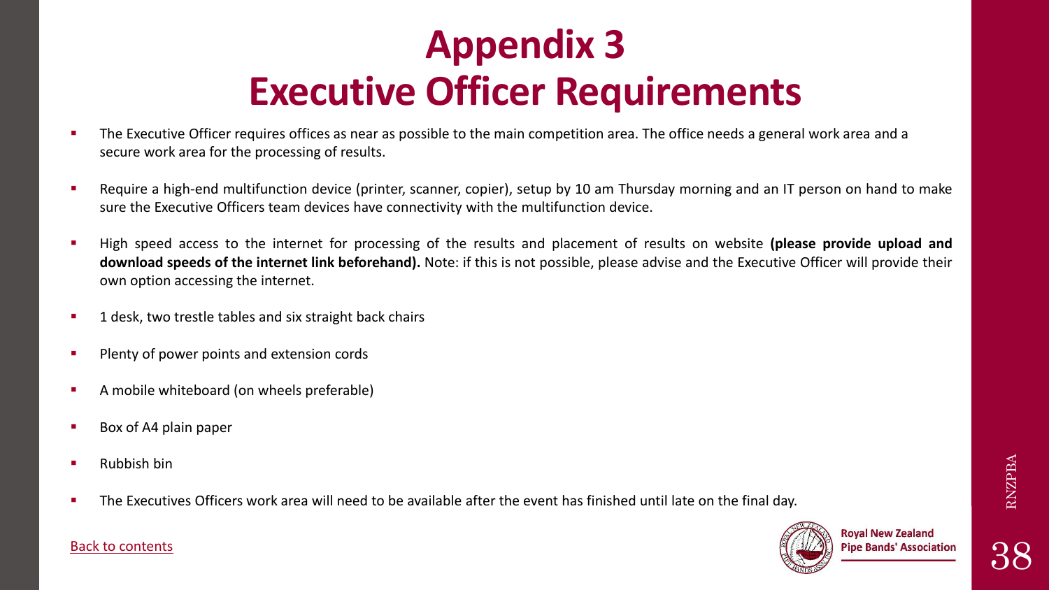# Appendix 3
# Executive Officer Requirements

- The Executive Officer requires offices as near as possible to the main competition area. The office needs a general work area and a secure work area for the processing of results.
- Require a high-end multifunction device (printer, scanner, copier), setup by 10 am Thursday morning and an IT person on hand to make sure the Executive Officers team devices have connectivity with the multifunction device.
- High speed access to the internet for processing of the results and placement of results on website **(please provide upload and download speeds of the internet link beforehand).** Note: if this is not possible, please advise and the Executive Officer will provide their own option accessing the internet.
- 1 desk, two trestle tables and six straight back chairs
- Plenty of power points and extension cords
- A mobile whiteboard (on wheels preferable)
- Box of A4 plain paper
- Rubbish bin
- The Executives Officers work area will need to be available after the event has finished until late on the final day.

Back to contents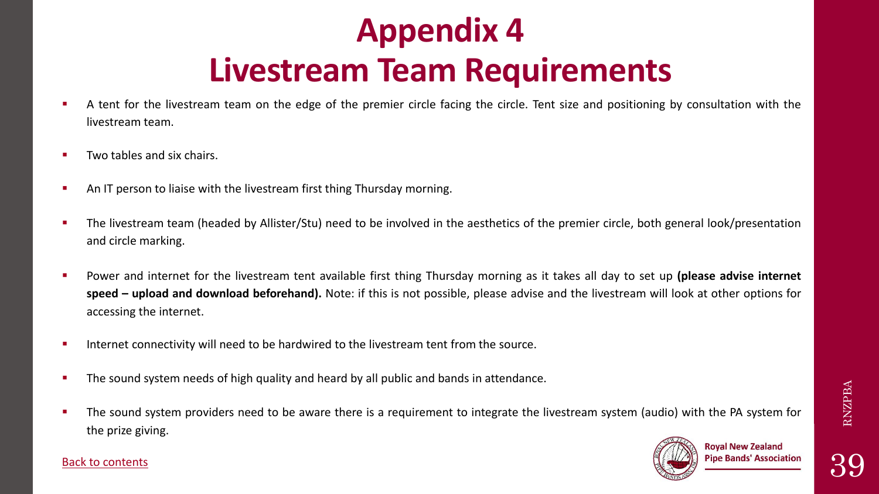# Appendix 4
# Livestream Team Requirements

- A tent for the livestream team on the edge of the premier circle facing the circle. Tent size and positioning by consultation with the livestream team.
- Two tables and six chairs.
- An IT person to liaise with the livestream first thing Thursday morning.
- The livestream team (headed by Allister/Stu) need to be involved in the aesthetics of the premier circle, both general look/presentation and circle marking.
- Power and internet for the livestream tent available first thing Thursday morning as it takes all day to set up **(please advise internet speed – upload and download beforehand).** Note: if this is not possible, please advise and the livestream will look at other options for accessing the internet.
- Internet connectivity will need to be hardwired to the livestream tent from the source.
- The sound system needs of high quality and heard by all public and bands in attendance.
- The sound system providers need to be aware there is a requirement to integrate the livestream system (audio) with the PA system for the prize giving.

Back to contents